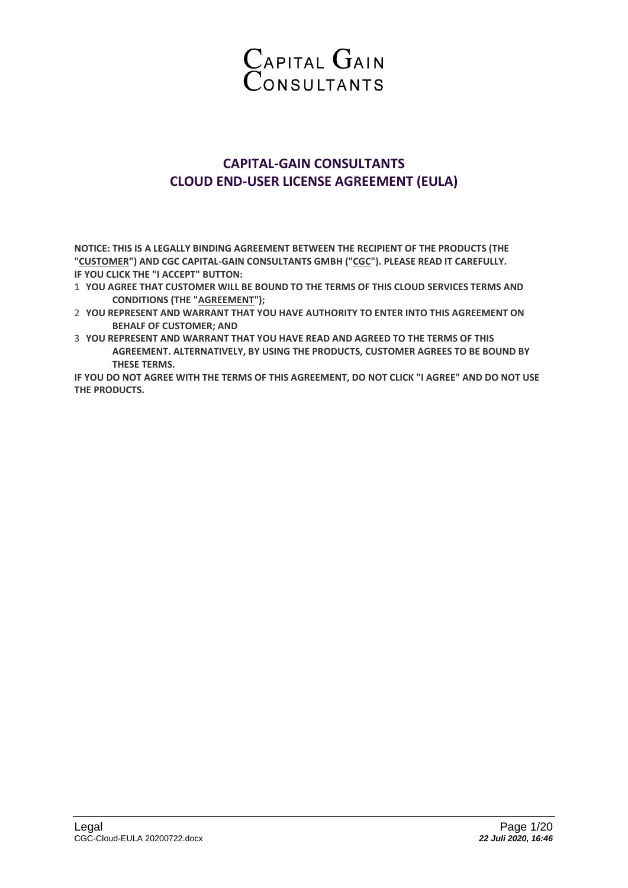CAPITAL GAIN CONSULTANTS

# CAPITAL-GAIN CONSULTANTS
# CLOUD END-USER LICENSE AGREEMENT (EULA)

**NOTICE: THIS IS A LEGALLY BINDING AGREEMENT BETWEEN THE RECIPIENT OF THE PRODUCTS (THE "<u>CUSTOMER</u>") AND CGC CAPITAL-GAIN CONSULTANTS GMBH ("<u>CGC</u>"). PLEASE READ IT CAREFULLY.**
**IF YOU CLICK THE "I ACCEPT" BUTTON:**

1. **YOU AGREE THAT CUSTOMER WILL BE BOUND TO THE TERMS OF THIS CLOUD SERVICES TERMS AND CONDITIONS (THE "<u>AGREEMENT</u>");**
2. **YOU REPRESENT AND WARRANT THAT YOU HAVE AUTHORITY TO ENTER INTO THIS AGREEMENT ON BEHALF OF CUSTOMER; AND**
3. **YOU REPRESENT AND WARRANT THAT YOU HAVE READ AND AGREED TO THE TERMS OF THIS AGREEMENT. ALTERNATIVELY, BY USING THE PRODUCTS, CUSTOMER AGREES TO BE BOUND BY THESE TERMS.**

**IF YOU DO NOT AGREE WITH THE TERMS OF THIS AGREEMENT, DO NOT CLICK "I AGREE" AND DO NOT USE THE PRODUCTS.**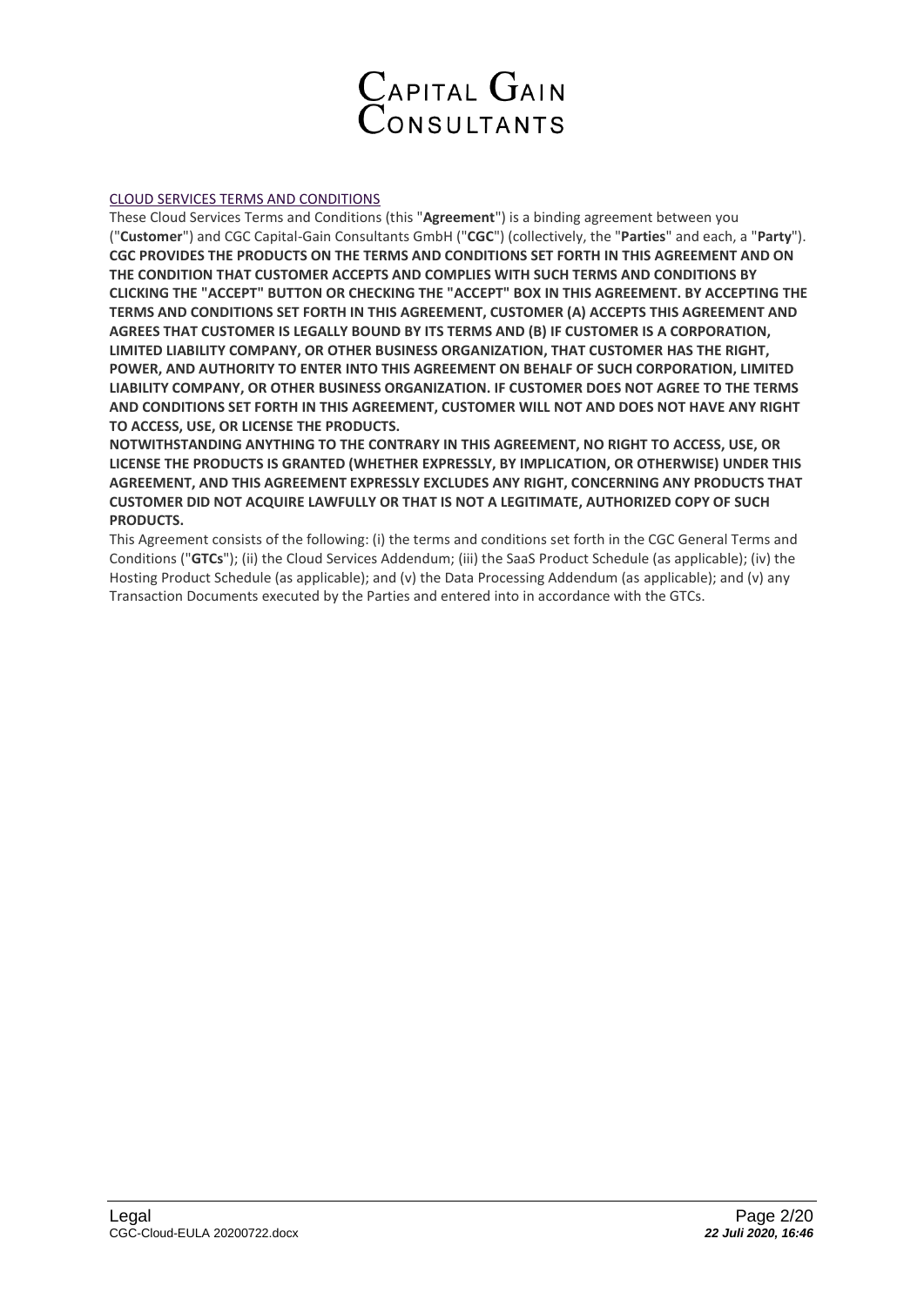CLOUD SERVICES TERMS AND CONDITIONS

These Cloud Services Terms and Conditions (this "**Agreement**") is a binding agreement between you ("**Customer**") and CGC Capital-Gain Consultants GmbH ("**CGC**") (collectively, the "**Parties**" and each, a "**Party**"). **CGC PROVIDES THE PRODUCTS ON THE TERMS AND CONDITIONS SET FORTH IN THIS AGREEMENT AND ON THE CONDITION THAT CUSTOMER ACCEPTS AND COMPLIES WITH SUCH TERMS AND CONDITIONS BY CLICKING THE "ACCEPT" BUTTON OR CHECKING THE "ACCEPT" BOX IN THIS AGREEMENT. BY ACCEPTING THE TERMS AND CONDITIONS SET FORTH IN THIS AGREEMENT, CUSTOMER (A) ACCEPTS THIS AGREEMENT AND AGREES THAT CUSTOMER IS LEGALLY BOUND BY ITS TERMS AND (B) IF CUSTOMER IS A CORPORATION, LIMITED LIABILITY COMPANY, OR OTHER BUSINESS ORGANIZATION, THAT CUSTOMER HAS THE RIGHT, POWER, AND AUTHORITY TO ENTER INTO THIS AGREEMENT ON BEHALF OF SUCH CORPORATION, LIMITED LIABILITY COMPANY, OR OTHER BUSINESS ORGANIZATION. IF CUSTOMER DOES NOT AGREE TO THE TERMS AND CONDITIONS SET FORTH IN THIS AGREEMENT, CUSTOMER WILL NOT AND DOES NOT HAVE ANY RIGHT TO ACCESS, USE, OR LICENSE THE PRODUCTS.**

**NOTWITHSTANDING ANYTHING TO THE CONTRARY IN THIS AGREEMENT, NO RIGHT TO ACCESS, USE, OR LICENSE THE PRODUCTS IS GRANTED (WHETHER EXPRESSLY, BY IMPLICATION, OR OTHERWISE) UNDER THIS AGREEMENT, AND THIS AGREEMENT EXPRESSLY EXCLUDES ANY RIGHT, CONCERNING ANY PRODUCTS THAT CUSTOMER DID NOT ACQUIRE LAWFULLY OR THAT IS NOT A LEGITIMATE, AUTHORIZED COPY OF SUCH PRODUCTS.**

This Agreement consists of the following: (i) the terms and conditions set forth in the CGC General Terms and Conditions ("**GTCs**"); (ii) the Cloud Services Addendum; (iii) the SaaS Product Schedule (as applicable); (iv) the Hosting Product Schedule (as applicable); and (v) the Data Processing Addendum (as applicable); and (v) any Transaction Documents executed by the Parties and entered into in accordance with the GTCs.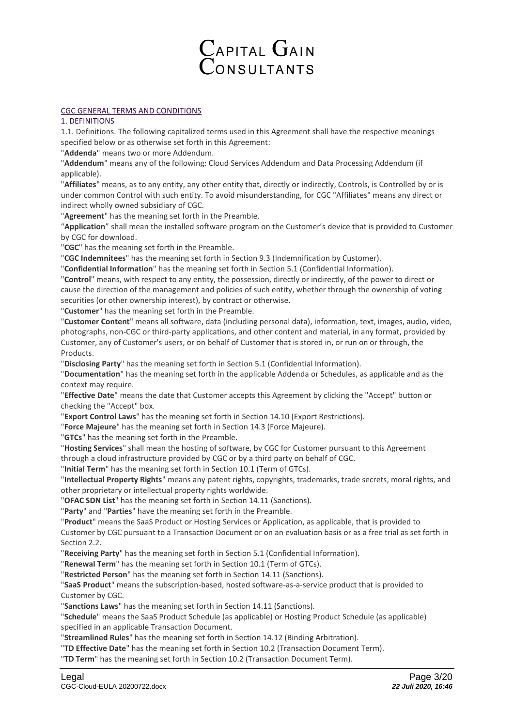# CAPITAL GAIN CONSULTANTS

## CGC GENERAL TERMS AND CONDITIONS

### 1. DEFINITIONS

1.1. Definitions. The following capitalized terms used in this Agreement shall have the respective meanings specified below or as otherwise set forth in this Agreement:

"**Addenda**" means two or more Addendum.

"**Addendum**" means any of the following: Cloud Services Addendum and Data Processing Addendum (if applicable).

"**Affiliates**" means, as to any entity, any other entity that, directly or indirectly, Controls, is Controlled by or is under common Control with such entity. To avoid misunderstanding, for CGC "Affiliates" means any direct or indirect wholly owned subsidiary of CGC.

"**Agreement**" has the meaning set forth in the Preamble.

"**Application**" shall mean the installed software program on the Customer's device that is provided to Customer by CGC for download.

"**CGC**" has the meaning set forth in the Preamble.

"**CGC Indemnitees**" has the meaning set forth in Section 9.3 (Indemnification by Customer).

"**Confidential Information**" has the meaning set forth in Section 5.1 (Confidential Information).

"**Control**" means, with respect to any entity, the possession, directly or indirectly, of the power to direct or cause the direction of the management and policies of such entity, whether through the ownership of voting securities (or other ownership interest), by contract or otherwise.

"**Customer**" has the meaning set forth in the Preamble.

"**Customer Content**" means all software, data (including personal data), information, text, images, audio, video, photographs, non-CGC or third-party applications, and other content and material, in any format, provided by Customer, any of Customer's users, or on behalf of Customer that is stored in, or run on or through, the Products.

"**Disclosing Party**" has the meaning set forth in Section 5.1 (Confidential Information).

"**Documentation**" has the meaning set forth in the applicable Addenda or Schedules, as applicable and as the context may require.

"**Effective Date**" means the date that Customer accepts this Agreement by clicking the "Accept" button or checking the "Accept" box.

"**Export Control Laws**" has the meaning set forth in Section 14.10 (Export Restrictions).

"**Force Majeure**" has the meaning set forth in Section 14.3 (Force Majeure).

"**GTCs**" has the meaning set forth in the Preamble.

"**Hosting Services**" shall mean the hosting of software, by CGC for Customer pursuant to this Agreement through a cloud infrastructure provided by CGC or by a third party on behalf of CGC.

"**Initial Term**" has the meaning set forth in Section 10.1 (Term of GTCs).

"**Intellectual Property Rights**" means any patent rights, copyrights, trademarks, trade secrets, moral rights, and other proprietary or intellectual property rights worldwide.

"**OFAC SDN List**" has the meaning set forth in Section 14.11 (Sanctions).

"**Party**" and "**Parties**" have the meaning set forth in the Preamble.

"**Product**" means the SaaS Product or Hosting Services or Application, as applicable, that is provided to Customer by CGC pursuant to a Transaction Document or on an evaluation basis or as a free trial as set forth in Section 2.2.

"**Receiving Party**" has the meaning set forth in Section 5.1 (Confidential Information).

"**Renewal Term**" has the meaning set forth in Section 10.1 (Term of GTCs).

"**Restricted Person**" has the meaning set forth in Section 14.11 (Sanctions).

"**SaaS Product**" means the subscription-based, hosted software-as-a-service product that is provided to Customer by CGC.

"**Sanctions Laws**" has the meaning set forth in Section 14.11 (Sanctions).

"**Schedule**" means the SaaS Product Schedule (as applicable) or Hosting Product Schedule (as applicable) specified in an applicable Transaction Document.

"**Streamlined Rules**" has the meaning set forth in Section 14.12 (Binding Arbitration).

"**TD Effective Date**" has the meaning set forth in Section 10.2 (Transaction Document Term).

"**TD Term**" has the meaning set forth in Section 10.2 (Transaction Document Term).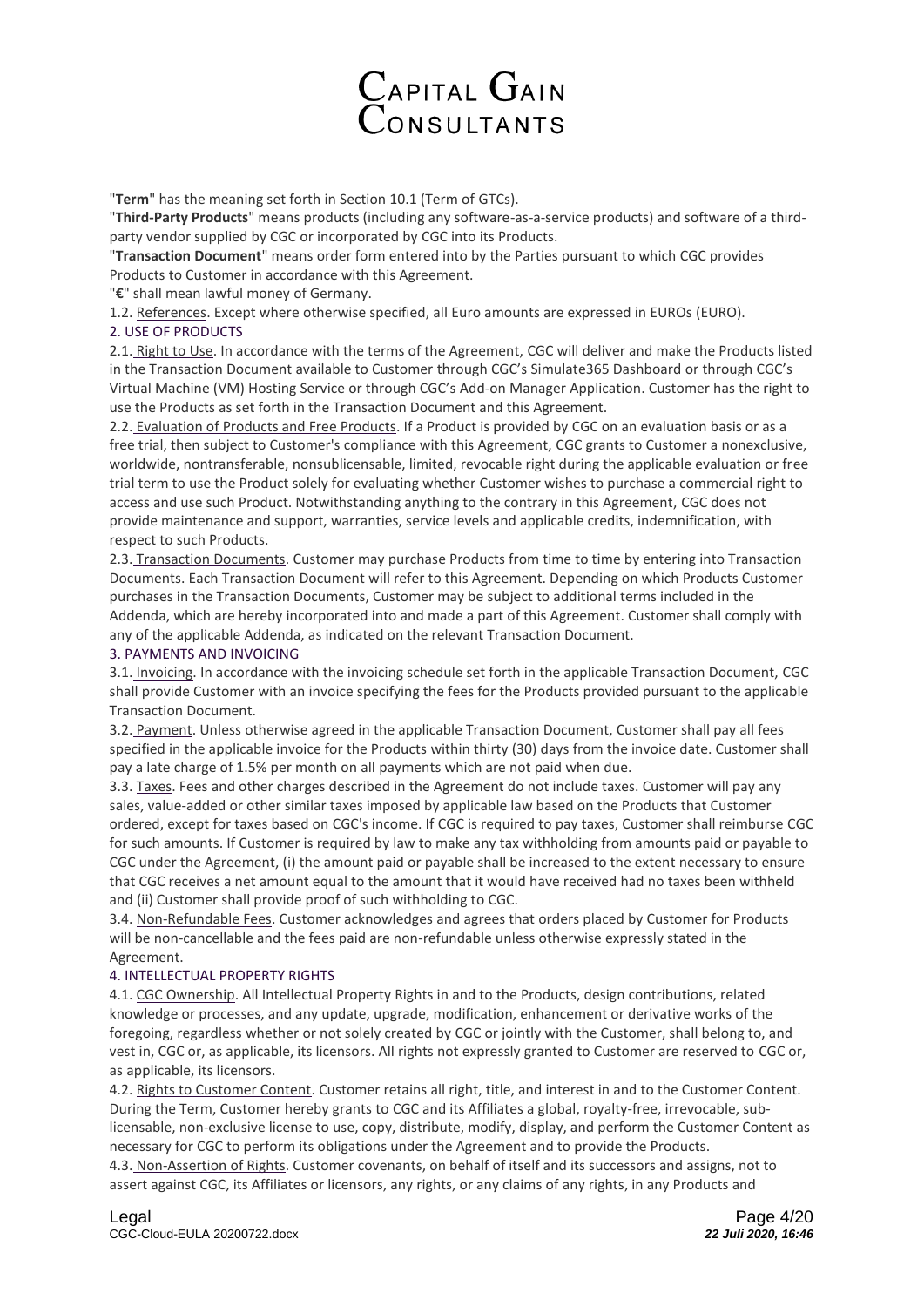"**Term**" has the meaning set forth in Section 10.1 (Term of GTCs).

"**Third-Party Products**" means products (including any software-as-a-service products) and software of a third-party vendor supplied by CGC or incorporated by CGC into its Products.

"**Transaction Document**" means order form entered into by the Parties pursuant to which CGC provides Products to Customer in accordance with this Agreement.

"**€**" shall mean lawful money of Germany.

1.2. References. Except where otherwise specified, all Euro amounts are expressed in EUROs (EURO).

## 2. USE OF PRODUCTS

2.1. Right to Use. In accordance with the terms of the Agreement, CGC will deliver and make the Products listed in the Transaction Document available to Customer through CGC's Simulate365 Dashboard or through CGC's Virtual Machine (VM) Hosting Service or through CGC's Add-on Manager Application. Customer has the right to use the Products as set forth in the Transaction Document and this Agreement.

2.2. Evaluation of Products and Free Products. If a Product is provided by CGC on an evaluation basis or as a free trial, then subject to Customer's compliance with this Agreement, CGC grants to Customer a nonexclusive, worldwide, nontransferable, nonsublicensable, limited, revocable right during the applicable evaluation or free trial term to use the Product solely for evaluating whether Customer wishes to purchase a commercial right to access and use such Product. Notwithstanding anything to the contrary in this Agreement, CGC does not provide maintenance and support, warranties, service levels and applicable credits, indemnification, with respect to such Products.

2.3. Transaction Documents. Customer may purchase Products from time to time by entering into Transaction Documents. Each Transaction Document will refer to this Agreement. Depending on which Products Customer purchases in the Transaction Documents, Customer may be subject to additional terms included in the Addenda, which are hereby incorporated into and made a part of this Agreement. Customer shall comply with any of the applicable Addenda, as indicated on the relevant Transaction Document.

## 3. PAYMENTS AND INVOICING

3.1. Invoicing. In accordance with the invoicing schedule set forth in the applicable Transaction Document, CGC shall provide Customer with an invoice specifying the fees for the Products provided pursuant to the applicable Transaction Document.

3.2. Payment. Unless otherwise agreed in the applicable Transaction Document, Customer shall pay all fees specified in the applicable invoice for the Products within thirty (30) days from the invoice date. Customer shall pay a late charge of 1.5% per month on all payments which are not paid when due.

3.3. Taxes. Fees and other charges described in the Agreement do not include taxes. Customer will pay any sales, value-added or other similar taxes imposed by applicable law based on the Products that Customer ordered, except for taxes based on CGC's income. If CGC is required to pay taxes, Customer shall reimburse CGC for such amounts. If Customer is required by law to make any tax withholding from amounts paid or payable to CGC under the Agreement, (i) the amount paid or payable shall be increased to the extent necessary to ensure that CGC receives a net amount equal to the amount that it would have received had no taxes been withheld and (ii) Customer shall provide proof of such withholding to CGC.

3.4. Non-Refundable Fees. Customer acknowledges and agrees that orders placed by Customer for Products will be non-cancellable and the fees paid are non-refundable unless otherwise expressly stated in the Agreement.

## 4. INTELLECTUAL PROPERTY RIGHTS

4.1. CGC Ownership. All Intellectual Property Rights in and to the Products, design contributions, related knowledge or processes, and any update, upgrade, modification, enhancement or derivative works of the foregoing, regardless whether or not solely created by CGC or jointly with the Customer, shall belong to, and vest in, CGC or, as applicable, its licensors. All rights not expressly granted to Customer are reserved to CGC or, as applicable, its licensors.

4.2. Rights to Customer Content. Customer retains all right, title, and interest in and to the Customer Content. During the Term, Customer hereby grants to CGC and its Affiliates a global, royalty-free, irrevocable, sub-licensable, non-exclusive license to use, copy, distribute, modify, display, and perform the Customer Content as necessary for CGC to perform its obligations under the Agreement and to provide the Products.

4.3. Non-Assertion of Rights. Customer covenants, on behalf of itself and its successors and assigns, not to assert against CGC, its Affiliates or licensors, any rights, or any claims of any rights, in any Products and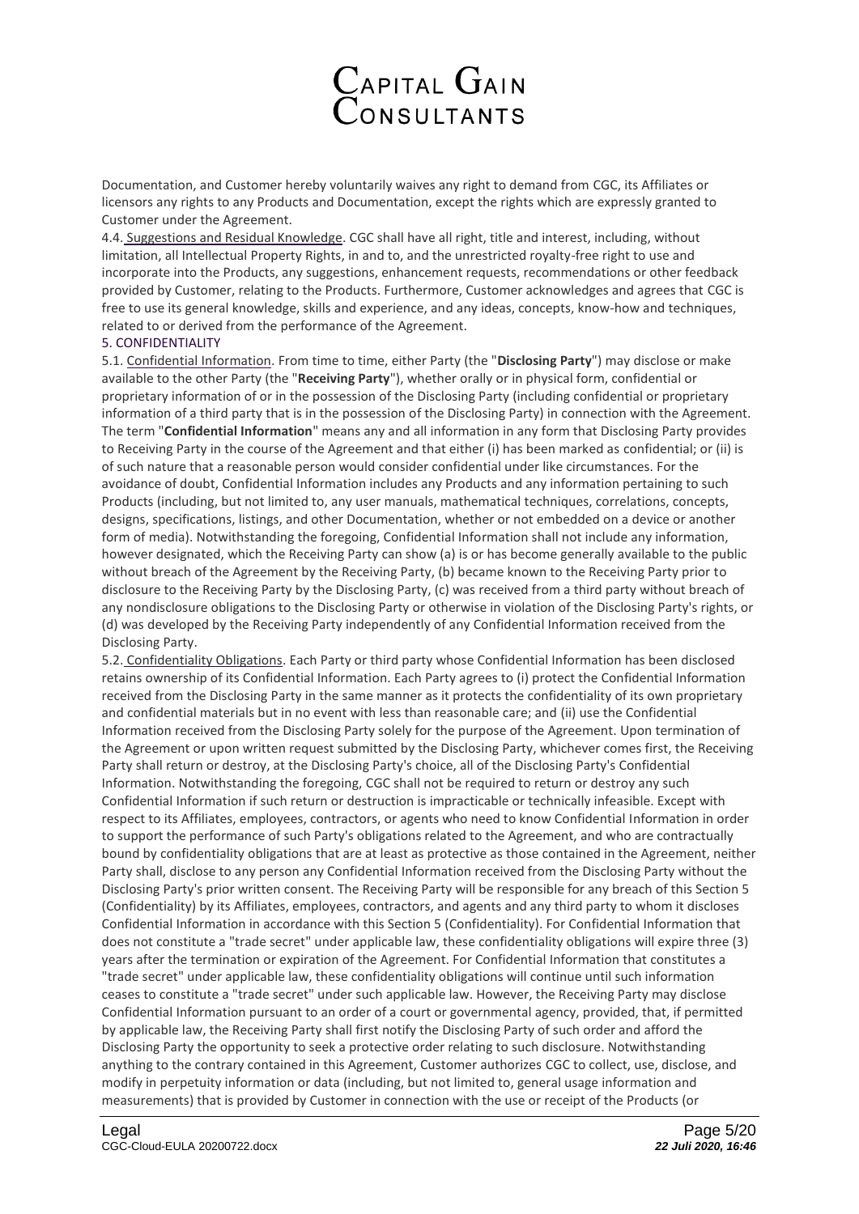Documentation, and Customer hereby voluntarily waives any right to demand from CGC, its Affiliates or licensors any rights to any Products and Documentation, except the rights which are expressly granted to Customer under the Agreement.

4.4. Suggestions and Residual Knowledge. CGC shall have all right, title and interest, including, without limitation, all Intellectual Property Rights, in and to, and the unrestricted royalty-free right to use and incorporate into the Products, any suggestions, enhancement requests, recommendations or other feedback provided by Customer, relating to the Products. Furthermore, Customer acknowledges and agrees that CGC is free to use its general knowledge, skills and experience, and any ideas, concepts, know-how and techniques, related to or derived from the performance of the Agreement.

5. CONFIDENTIALITY

5.1. Confidential Information. From time to time, either Party (the "**Disclosing Party**") may disclose or make available to the other Party (the "**Receiving Party**"), whether orally or in physical form, confidential or proprietary information of or in the possession of the Disclosing Party (including confidential or proprietary information of a third party that is in the possession of the Disclosing Party) in connection with the Agreement. The term "**Confidential Information**" means any and all information in any form that Disclosing Party provides to Receiving Party in the course of the Agreement and that either (i) has been marked as confidential; or (ii) is of such nature that a reasonable person would consider confidential under like circumstances. For the avoidance of doubt, Confidential Information includes any Products and any information pertaining to such Products (including, but not limited to, any user manuals, mathematical techniques, correlations, concepts, designs, specifications, listings, and other Documentation, whether or not embedded on a device or another form of media). Notwithstanding the foregoing, Confidential Information shall not include any information, however designated, which the Receiving Party can show (a) is or has become generally available to the public without breach of the Agreement by the Receiving Party, (b) became known to the Receiving Party prior to disclosure to the Receiving Party by the Disclosing Party, (c) was received from a third party without breach of any nondisclosure obligations to the Disclosing Party or otherwise in violation of the Disclosing Party's rights, or (d) was developed by the Receiving Party independently of any Confidential Information received from the Disclosing Party.

5.2. Confidentiality Obligations. Each Party or third party whose Confidential Information has been disclosed retains ownership of its Confidential Information. Each Party agrees to (i) protect the Confidential Information received from the Disclosing Party in the same manner as it protects the confidentiality of its own proprietary and confidential materials but in no event with less than reasonable care; and (ii) use the Confidential Information received from the Disclosing Party solely for the purpose of the Agreement. Upon termination of the Agreement or upon written request submitted by the Disclosing Party, whichever comes first, the Receiving Party shall return or destroy, at the Disclosing Party's choice, all of the Disclosing Party's Confidential Information. Notwithstanding the foregoing, CGC shall not be required to return or destroy any such Confidential Information if such return or destruction is impracticable or technically infeasible. Except with respect to its Affiliates, employees, contractors, or agents who need to know Confidential Information in order to support the performance of such Party's obligations related to the Agreement, and who are contractually bound by confidentiality obligations that are at least as protective as those contained in the Agreement, neither Party shall, disclose to any person any Confidential Information received from the Disclosing Party without the Disclosing Party's prior written consent. The Receiving Party will be responsible for any breach of this Section 5 (Confidentiality) by its Affiliates, employees, contractors, and agents and any third party to whom it discloses Confidential Information in accordance with this Section 5 (Confidentiality). For Confidential Information that does not constitute a "trade secret" under applicable law, these confidentiality obligations will expire three (3) years after the termination or expiration of the Agreement. For Confidential Information that constitutes a "trade secret" under applicable law, these confidentiality obligations will continue until such information ceases to constitute a "trade secret" under such applicable law. However, the Receiving Party may disclose Confidential Information pursuant to an order of a court or governmental agency, provided, that, if permitted by applicable law, the Receiving Party shall first notify the Disclosing Party of such order and afford the Disclosing Party the opportunity to seek a protective order relating to such disclosure. Notwithstanding anything to the contrary contained in this Agreement, Customer authorizes CGC to collect, use, disclose, and modify in perpetuity information or data (including, but not limited to, general usage information and measurements) that is provided by Customer in connection with the use or receipt of the Products (or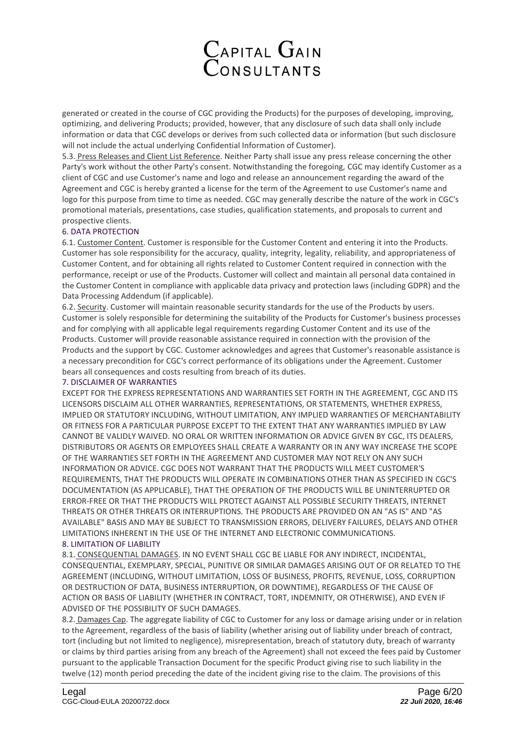generated or created in the course of CGC providing the Products) for the purposes of developing, improving, optimizing, and delivering Products; provided, however, that any disclosure of such data shall only include information or data that CGC develops or derives from such collected data or information (but such disclosure will not include the actual underlying Confidential Information of Customer).

5.3. Press Releases and Client List Reference. Neither Party shall issue any press release concerning the other Party's work without the other Party's consent. Notwithstanding the foregoing, CGC may identify Customer as a client of CGC and use Customer's name and logo and release an announcement regarding the award of the Agreement and CGC is hereby granted a license for the term of the Agreement to use Customer's name and logo for this purpose from time to time as needed. CGC may generally describe the nature of the work in CGC's promotional materials, presentations, case studies, qualification statements, and proposals to current and prospective clients.

## 6. DATA PROTECTION

6.1. Customer Content. Customer is responsible for the Customer Content and entering it into the Products. Customer has sole responsibility for the accuracy, quality, integrity, legality, reliability, and appropriateness of Customer Content, and for obtaining all rights related to Customer Content required in connection with the performance, receipt or use of the Products. Customer will collect and maintain all personal data contained in the Customer Content in compliance with applicable data privacy and protection laws (including GDPR) and the Data Processing Addendum (if applicable).

6.2. Security. Customer will maintain reasonable security standards for the use of the Products by users. Customer is solely responsible for determining the suitability of the Products for Customer's business processes and for complying with all applicable legal requirements regarding Customer Content and its use of the Products. Customer will provide reasonable assistance required in connection with the provision of the Products and the support by CGC. Customer acknowledges and agrees that Customer's reasonable assistance is a necessary precondition for CGC's correct performance of its obligations under the Agreement. Customer bears all consequences and costs resulting from breach of its duties.

## 7. DISCLAIMER OF WARRANTIES

EXCEPT FOR THE EXPRESS REPRESENTATIONS AND WARRANTIES SET FORTH IN THE AGREEMENT, CGC AND ITS LICENSORS DISCLAIM ALL OTHER WARRANTIES, REPRESENTATIONS, OR STATEMENTS, WHETHER EXPRESS, IMPLIED OR STATUTORY INCLUDING, WITHOUT LIMITATION, ANY IMPLIED WARRANTIES OF MERCHANTABILITY OR FITNESS FOR A PARTICULAR PURPOSE EXCEPT TO THE EXTENT THAT ANY WARRANTIES IMPLIED BY LAW CANNOT BE VALIDLY WAIVED. NO ORAL OR WRITTEN INFORMATION OR ADVICE GIVEN BY CGC, ITS DEALERS, DISTRIBUTORS OR AGENTS OR EMPLOYEES SHALL CREATE A WARRANTY OR IN ANY WAY INCREASE THE SCOPE OF THE WARRANTIES SET FORTH IN THE AGREEMENT AND CUSTOMER MAY NOT RELY ON ANY SUCH INFORMATION OR ADVICE. CGC DOES NOT WARRANT THAT THE PRODUCTS WILL MEET CUSTOMER'S REQUIREMENTS, THAT THE PRODUCTS WILL OPERATE IN COMBINATIONS OTHER THAN AS SPECIFIED IN CGC'S DOCUMENTATION (AS APPLICABLE), THAT THE OPERATION OF THE PRODUCTS WILL BE UNINTERRUPTED OR ERROR-FREE OR THAT THE PRODUCTS WILL PROTECT AGAINST ALL POSSIBLE SECURITY THREATS, INTERNET THREATS OR OTHER THREATS OR INTERRUPTIONS. THE PRODUCTS ARE PROVIDED ON AN "AS IS" AND "AS AVAILABLE" BASIS AND MAY BE SUBJECT TO TRANSMISSION ERRORS, DELIVERY FAILURES, DELAYS AND OTHER LIMITATIONS INHERENT IN THE USE OF THE INTERNET AND ELECTRONIC COMMUNICATIONS.

## 8. LIMITATION OF LIABILITY

8.1. CONSEQUENTIAL DAMAGES. IN NO EVENT SHALL CGC BE LIABLE FOR ANY INDIRECT, INCIDENTAL, CONSEQUENTIAL, EXEMPLARY, SPECIAL, PUNITIVE OR SIMILAR DAMAGES ARISING OUT OF OR RELATED TO THE AGREEMENT (INCLUDING, WITHOUT LIMITATION, LOSS OF BUSINESS, PROFITS, REVENUE, LOSS, CORRUPTION OR DESTRUCTION OF DATA, BUSINESS INTERRUPTION, OR DOWNTIME), REGARDLESS OF THE CAUSE OF ACTION OR BASIS OF LIABILITY (WHETHER IN CONTRACT, TORT, INDEMNITY, OR OTHERWISE), AND EVEN IF ADVISED OF THE POSSIBILITY OF SUCH DAMAGES.

8.2. Damages Cap. The aggregate liability of CGC to Customer for any loss or damage arising under or in relation to the Agreement, regardless of the basis of liability (whether arising out of liability under breach of contract, tort (including but not limited to negligence), misrepresentation, breach of statutory duty, breach of warranty or claims by third parties arising from any breach of the Agreement) shall not exceed the fees paid by Customer pursuant to the applicable Transaction Document for the specific Product giving rise to such liability in the twelve (12) month period preceding the date of the incident giving rise to the claim. The provisions of this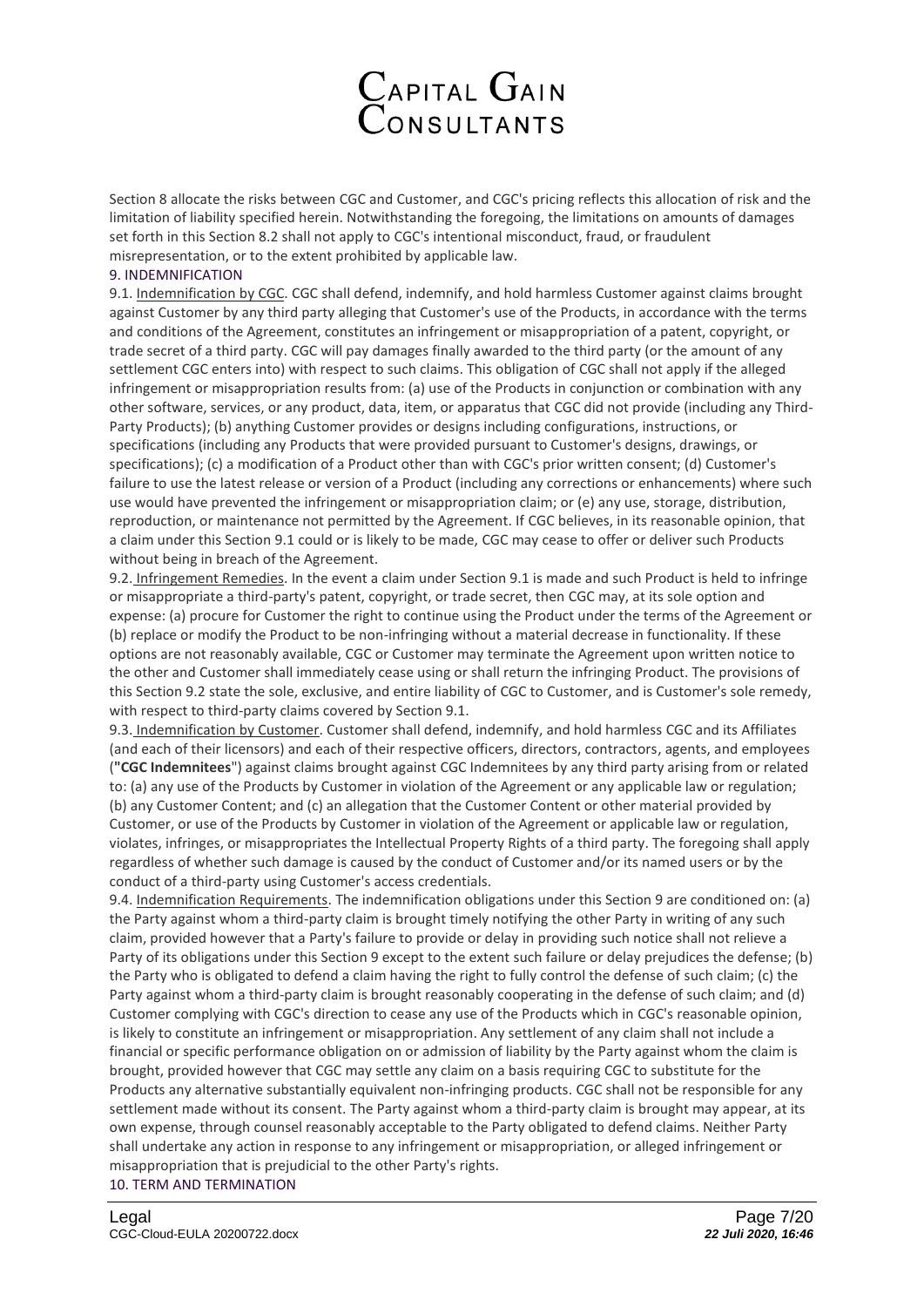Section 8 allocate the risks between CGC and Customer, and CGC's pricing reflects this allocation of risk and the limitation of liability specified herein. Notwithstanding the foregoing, the limitations on amounts of damages set forth in this Section 8.2 shall not apply to CGC's intentional misconduct, fraud, or fraudulent misrepresentation, or to the extent prohibited by applicable law.

## 9. INDEMNIFICATION

9.1. Indemnification by CGC. CGC shall defend, indemnify, and hold harmless Customer against claims brought against Customer by any third party alleging that Customer's use of the Products, in accordance with the terms and conditions of the Agreement, constitutes an infringement or misappropriation of a patent, copyright, or trade secret of a third party. CGC will pay damages finally awarded to the third party (or the amount of any settlement CGC enters into) with respect to such claims. This obligation of CGC shall not apply if the alleged infringement or misappropriation results from: (a) use of the Products in conjunction or combination with any other software, services, or any product, data, item, or apparatus that CGC did not provide (including any Third-Party Products); (b) anything Customer provides or designs including configurations, instructions, or specifications (including any Products that were provided pursuant to Customer's designs, drawings, or specifications); (c) a modification of a Product other than with CGC's prior written consent; (d) Customer's failure to use the latest release or version of a Product (including any corrections or enhancements) where such use would have prevented the infringement or misappropriation claim; or (e) any use, storage, distribution, reproduction, or maintenance not permitted by the Agreement. If CGC believes, in its reasonable opinion, that a claim under this Section 9.1 could or is likely to be made, CGC may cease to offer or deliver such Products without being in breach of the Agreement.

9.2. Infringement Remedies. In the event a claim under Section 9.1 is made and such Product is held to infringe or misappropriate a third-party's patent, copyright, or trade secret, then CGC may, at its sole option and expense: (a) procure for Customer the right to continue using the Product under the terms of the Agreement or (b) replace or modify the Product to be non-infringing without a material decrease in functionality. If these options are not reasonably available, CGC or Customer may terminate the Agreement upon written notice to the other and Customer shall immediately cease using or shall return the infringing Product. The provisions of this Section 9.2 state the sole, exclusive, and entire liability of CGC to Customer, and is Customer's sole remedy, with respect to third-party claims covered by Section 9.1.

9.3. Indemnification by Customer. Customer shall defend, indemnify, and hold harmless CGC and its Affiliates (and each of their licensors) and each of their respective officers, directors, contractors, agents, and employees (**"CGC Indemnitees"**) against claims brought against CGC Indemnitees by any third party arising from or related to: (a) any use of the Products by Customer in violation of the Agreement or any applicable law or regulation; (b) any Customer Content; and (c) an allegation that the Customer Content or other material provided by Customer, or use of the Products by Customer in violation of the Agreement or applicable law or regulation, violates, infringes, or misappropriates the Intellectual Property Rights of a third party. The foregoing shall apply regardless of whether such damage is caused by the conduct of Customer and/or its named users or by the conduct of a third-party using Customer's access credentials.

9.4. Indemnification Requirements. The indemnification obligations under this Section 9 are conditioned on: (a) the Party against whom a third-party claim is brought timely notifying the other Party in writing of any such claim, provided however that a Party's failure to provide or delay in providing such notice shall not relieve a Party of its obligations under this Section 9 except to the extent such failure or delay prejudices the defense; (b) the Party who is obligated to defend a claim having the right to fully control the defense of such claim; (c) the Party against whom a third-party claim is brought reasonably cooperating in the defense of such claim; and (d) Customer complying with CGC's direction to cease any use of the Products which in CGC's reasonable opinion, is likely to constitute an infringement or misappropriation. Any settlement of any claim shall not include a financial or specific performance obligation on or admission of liability by the Party against whom the claim is brought, provided however that CGC may settle any claim on a basis requiring CGC to substitute for the Products any alternative substantially equivalent non-infringing products. CGC shall not be responsible for any settlement made without its consent. The Party against whom a third-party claim is brought may appear, at its own expense, through counsel reasonably acceptable to the Party obligated to defend claims. Neither Party shall undertake any action in response to any infringement or misappropriation, or alleged infringement or misappropriation that is prejudicial to the other Party's rights.

## 10. TERM AND TERMINATION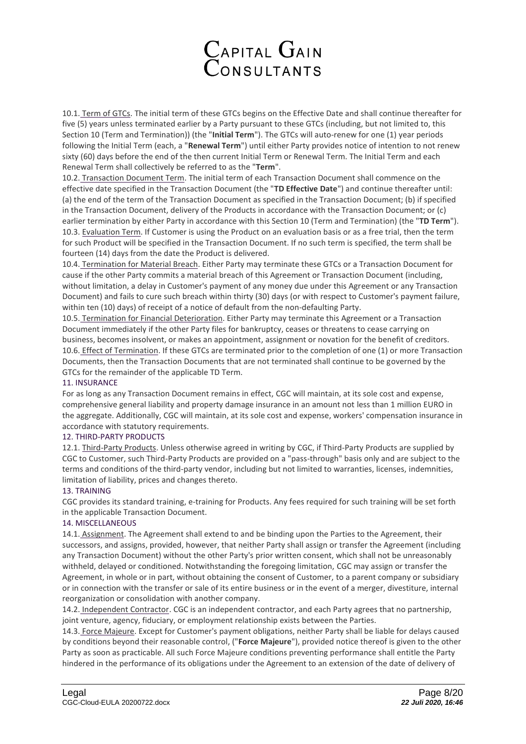10.1. Term of GTCs. The initial term of these GTCs begins on the Effective Date and shall continue thereafter for five (5) years unless terminated earlier by a Party pursuant to these GTCs (including, but not limited to, this Section 10 (Term and Termination)) (the "**Initial Term**"). The GTCs will auto-renew for one (1) year periods following the Initial Term (each, a "**Renewal Term**") until either Party provides notice of intention to not renew sixty (60) days before the end of the then current Initial Term or Renewal Term. The Initial Term and each Renewal Term shall collectively be referred to as the "**Term**".

10.2. Transaction Document Term. The initial term of each Transaction Document shall commence on the effective date specified in the Transaction Document (the "**TD Effective Date**") and continue thereafter until: (a) the end of the term of the Transaction Document as specified in the Transaction Document; (b) if specified in the Transaction Document, delivery of the Products in accordance with the Transaction Document; or (c) earlier termination by either Party in accordance with this Section 10 (Term and Termination) (the "**TD Term**").

10.3. Evaluation Term. If Customer is using the Product on an evaluation basis or as a free trial, then the term for such Product will be specified in the Transaction Document. If no such term is specified, the term shall be fourteen (14) days from the date the Product is delivered.

10.4. Termination for Material Breach. Either Party may terminate these GTCs or a Transaction Document for cause if the other Party commits a material breach of this Agreement or Transaction Document (including, without limitation, a delay in Customer's payment of any money due under this Agreement or any Transaction Document) and fails to cure such breach within thirty (30) days (or with respect to Customer's payment failure, within ten (10) days) of receipt of a notice of default from the non-defaulting Party.

10.5. Termination for Financial Deterioration. Either Party may terminate this Agreement or a Transaction Document immediately if the other Party files for bankruptcy, ceases or threatens to cease carrying on business, becomes insolvent, or makes an appointment, assignment or novation for the benefit of creditors.

10.6. Effect of Termination. If these GTCs are terminated prior to the completion of one (1) or more Transaction Documents, then the Transaction Documents that are not terminated shall continue to be governed by the GTCs for the remainder of the applicable TD Term.

## 11. INSURANCE

For as long as any Transaction Document remains in effect, CGC will maintain, at its sole cost and expense, comprehensive general liability and property damage insurance in an amount not less than 1 million EURO in the aggregate. Additionally, CGC will maintain, at its sole cost and expense, workers' compensation insurance in accordance with statutory requirements.

## 12. THIRD-PARTY PRODUCTS

12.1. Third-Party Products. Unless otherwise agreed in writing by CGC, if Third-Party Products are supplied by CGC to Customer, such Third-Party Products are provided on a "pass-through" basis only and are subject to the terms and conditions of the third-party vendor, including but not limited to warranties, licenses, indemnities, limitation of liability, prices and changes thereto.

## 13. TRAINING

CGC provides its standard training, e-training for Products. Any fees required for such training will be set forth in the applicable Transaction Document.

## 14. MISCELLANEOUS

14.1. Assignment. The Agreement shall extend to and be binding upon the Parties to the Agreement, their successors, and assigns, provided, however, that neither Party shall assign or transfer the Agreement (including any Transaction Document) without the other Party's prior written consent, which shall not be unreasonably withheld, delayed or conditioned. Notwithstanding the foregoing limitation, CGC may assign or transfer the Agreement, in whole or in part, without obtaining the consent of Customer, to a parent company or subsidiary or in connection with the transfer or sale of its entire business or in the event of a merger, divestiture, internal reorganization or consolidation with another company.

14.2. Independent Contractor. CGC is an independent contractor, and each Party agrees that no partnership, joint venture, agency, fiduciary, or employment relationship exists between the Parties.

14.3. Force Majeure. Except for Customer's payment obligations, neither Party shall be liable for delays caused by conditions beyond their reasonable control, ("**Force Majeure**"), provided notice thereof is given to the other Party as soon as practicable. All such Force Majeure conditions preventing performance shall entitle the Party hindered in the performance of its obligations under the Agreement to an extension of the date of delivery of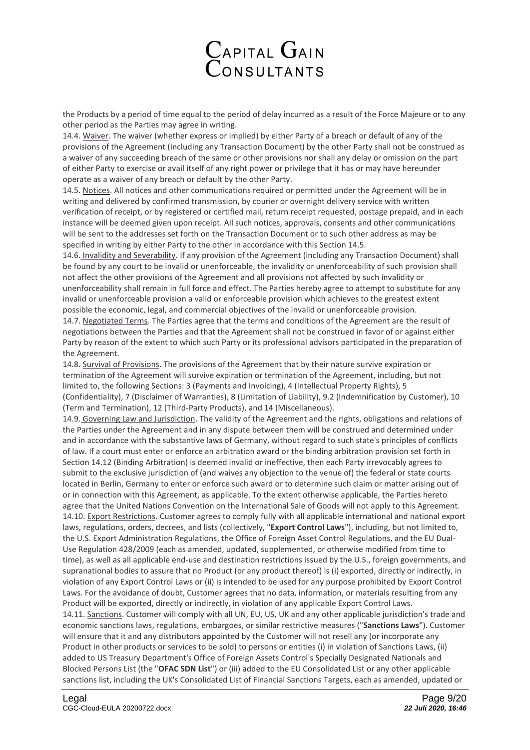the Products by a period of time equal to the period of delay incurred as a result of the Force Majeure or to any other period as the Parties may agree in writing.

14.4. Waiver. The waiver (whether express or implied) by either Party of a breach or default of any of the provisions of the Agreement (including any Transaction Document) by the other Party shall not be construed as a waiver of any succeeding breach of the same or other provisions nor shall any delay or omission on the part of either Party to exercise or avail itself of any right power or privilege that it has or may have hereunder operate as a waiver of any breach or default by the other Party.

14.5. Notices. All notices and other communications required or permitted under the Agreement will be in writing and delivered by confirmed transmission, by courier or overnight delivery service with written verification of receipt, or by registered or certified mail, return receipt requested, postage prepaid, and in each instance will be deemed given upon receipt. All such notices, approvals, consents and other communications will be sent to the addresses set forth on the Transaction Document or to such other address as may be specified in writing by either Party to the other in accordance with this Section 14.5.

14.6. Invalidity and Severability. If any provision of the Agreement (including any Transaction Document) shall be found by any court to be invalid or unenforceable, the invalidity or unenforceability of such provision shall not affect the other provisions of the Agreement and all provisions not affected by such invalidity or unenforceability shall remain in full force and effect. The Parties hereby agree to attempt to substitute for any invalid or unenforceable provision a valid or enforceable provision which achieves to the greatest extent possible the economic, legal, and commercial objectives of the invalid or unenforceable provision.

14.7. Negotiated Terms. The Parties agree that the terms and conditions of the Agreement are the result of negotiations between the Parties and that the Agreement shall not be construed in favor of or against either Party by reason of the extent to which such Party or its professional advisors participated in the preparation of the Agreement.

14.8. Survival of Provisions. The provisions of the Agreement that by their nature survive expiration or termination of the Agreement will survive expiration or termination of the Agreement, including, but not limited to, the following Sections: 3 (Payments and Invoicing), 4 (Intellectual Property Rights), 5 (Confidentiality), 7 (Disclaimer of Warranties), 8 (Limitation of Liability), 9.2 (Indemnification by Customer), 10 (Term and Termination), 12 (Third-Party Products), and 14 (Miscellaneous).

14.9. Governing Law and Jurisdiction. The validity of the Agreement and the rights, obligations and relations of the Parties under the Agreement and in any dispute between them will be construed and determined under and in accordance with the substantive laws of Germany, without regard to such state's principles of conflicts of law. If a court must enter or enforce an arbitration award or the binding arbitration provision set forth in Section 14.12 (Binding Arbitration) is deemed invalid or ineffective, then each Party irrevocably agrees to submit to the exclusive jurisdiction of (and waives any objection to the venue of) the federal or state courts located in Berlin, Germany to enter or enforce such award or to determine such claim or matter arising out of or in connection with this Agreement, as applicable. To the extent otherwise applicable, the Parties hereto agree that the United Nations Convention on the International Sale of Goods will not apply to this Agreement.

14.10. Export Restrictions. Customer agrees to comply fully with all applicable international and national export laws, regulations, orders, decrees, and lists (collectively, "**Export Control Laws**"), including, but not limited to, the U.S. Export Administration Regulations, the Office of Foreign Asset Control Regulations, and the EU Dual-Use Regulation 428/2009 (each as amended, updated, supplemented, or otherwise modified from time to time), as well as all applicable end-use and destination restrictions issued by the U.S., foreign governments, and supranational bodies to assure that no Product (or any product thereof) is (i) exported, directly or indirectly, in violation of any Export Control Laws or (ii) is intended to be used for any purpose prohibited by Export Control Laws. For the avoidance of doubt, Customer agrees that no data, information, or materials resulting from any Product will be exported, directly or indirectly, in violation of any applicable Export Control Laws.

14.11. Sanctions. Customer will comply with all UN, EU, US, UK and any other applicable jurisdiction's trade and economic sanctions laws, regulations, embargoes, or similar restrictive measures ("**Sanctions Laws**"). Customer will ensure that it and any distributors appointed by the Customer will not resell any (or incorporate any Product in other products or services to be sold) to persons or entities (i) in violation of Sanctions Laws, (ii) added to US Treasury Department's Office of Foreign Assets Control's Specially Designated Nationals and Blocked Persons List (the "**OFAC SDN List**") or (iii) added to the EU Consolidated List or any other applicable sanctions list, including the UK's Consolidated List of Financial Sanctions Targets, each as amended, updated or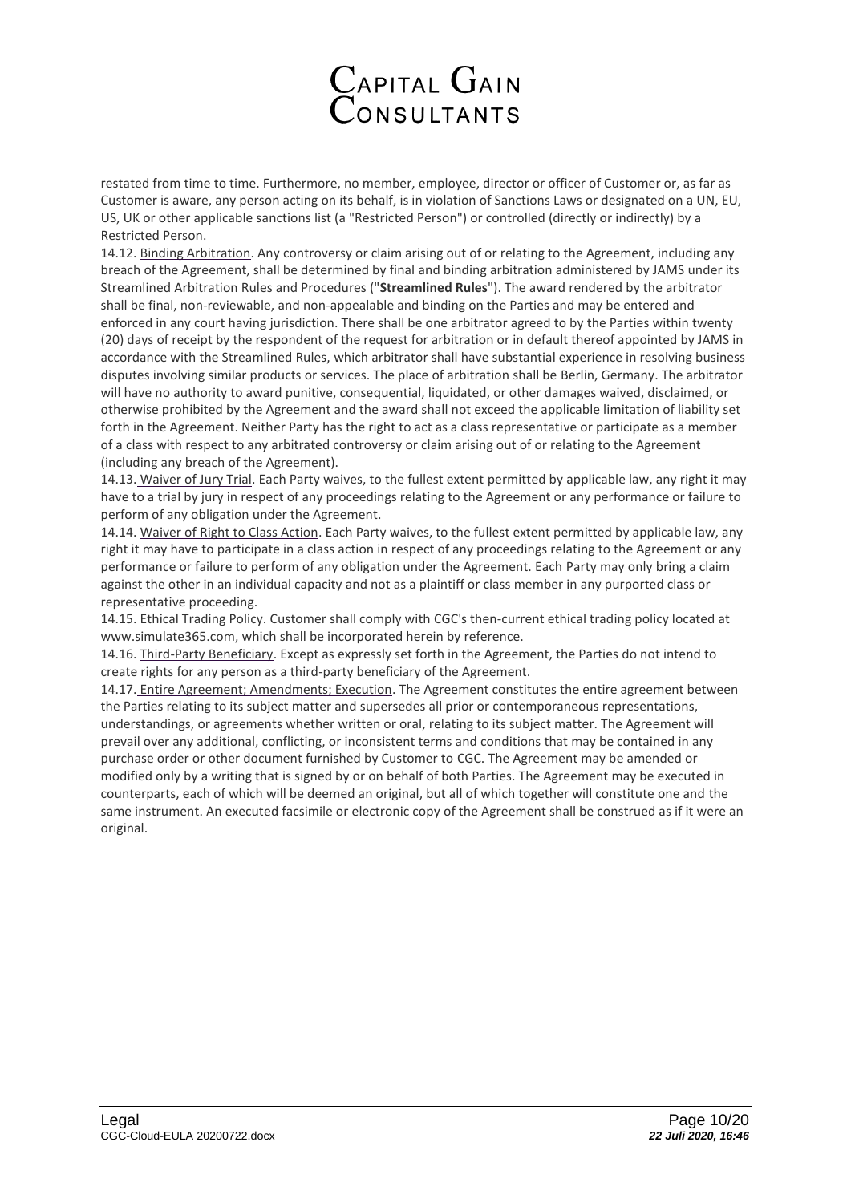restated from time to time. Furthermore, no member, employee, director or officer of Customer or, as far as Customer is aware, any person acting on its behalf, is in violation of Sanctions Laws or designated on a UN, EU, US, UK or other applicable sanctions list (a "Restricted Person") or controlled (directly or indirectly) by a Restricted Person.

14.12. Binding Arbitration. Any controversy or claim arising out of or relating to the Agreement, including any breach of the Agreement, shall be determined by final and binding arbitration administered by JAMS under its Streamlined Arbitration Rules and Procedures ("**Streamlined Rules**"). The award rendered by the arbitrator shall be final, non-reviewable, and non-appealable and binding on the Parties and may be entered and enforced in any court having jurisdiction. There shall be one arbitrator agreed to by the Parties within twenty (20) days of receipt by the respondent of the request for arbitration or in default thereof appointed by JAMS in accordance with the Streamlined Rules, which arbitrator shall have substantial experience in resolving business disputes involving similar products or services. The place of arbitration shall be Berlin, Germany. The arbitrator will have no authority to award punitive, consequential, liquidated, or other damages waived, disclaimed, or otherwise prohibited by the Agreement and the award shall not exceed the applicable limitation of liability set forth in the Agreement. Neither Party has the right to act as a class representative or participate as a member of a class with respect to any arbitrated controversy or claim arising out of or relating to the Agreement (including any breach of the Agreement).

14.13. Waiver of Jury Trial. Each Party waives, to the fullest extent permitted by applicable law, any right it may have to a trial by jury in respect of any proceedings relating to the Agreement or any performance or failure to perform of any obligation under the Agreement.

14.14. Waiver of Right to Class Action. Each Party waives, to the fullest extent permitted by applicable law, any right it may have to participate in a class action in respect of any proceedings relating to the Agreement or any performance or failure to perform of any obligation under the Agreement. Each Party may only bring a claim against the other in an individual capacity and not as a plaintiff or class member in any purported class or representative proceeding.

14.15. Ethical Trading Policy. Customer shall comply with CGC's then-current ethical trading policy located at www.simulate365.com, which shall be incorporated herein by reference.

14.16. Third-Party Beneficiary. Except as expressly set forth in the Agreement, the Parties do not intend to create rights for any person as a third-party beneficiary of the Agreement.

14.17. Entire Agreement; Amendments; Execution. The Agreement constitutes the entire agreement between the Parties relating to its subject matter and supersedes all prior or contemporaneous representations, understandings, or agreements whether written or oral, relating to its subject matter. The Agreement will prevail over any additional, conflicting, or inconsistent terms and conditions that may be contained in any purchase order or other document furnished by Customer to CGC. The Agreement may be amended or modified only by a writing that is signed by or on behalf of both Parties. The Agreement may be executed in counterparts, each of which will be deemed an original, but all of which together will constitute one and the same instrument. An executed facsimile or electronic copy of the Agreement shall be construed as if it were an original.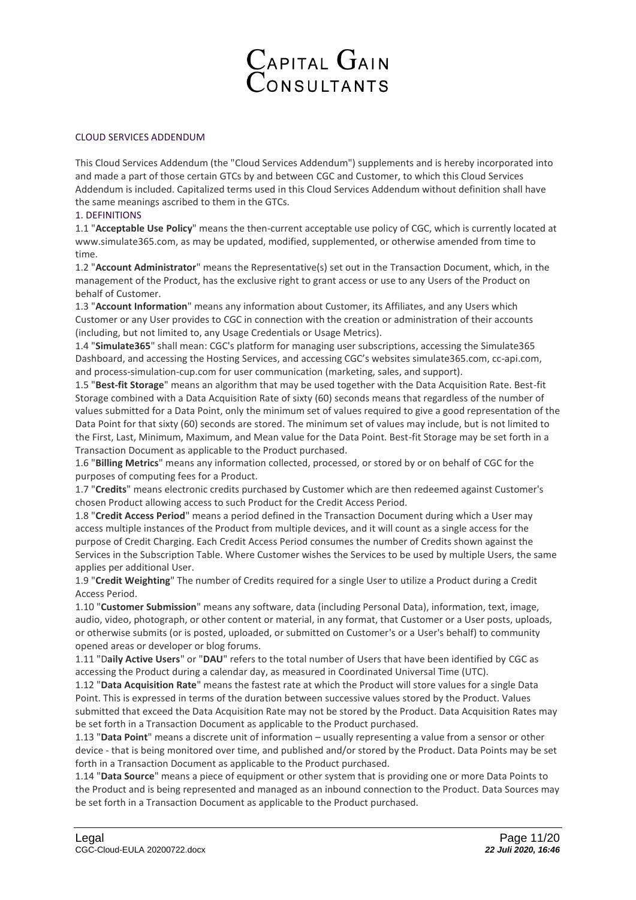# CAPITAL GAIN CONSULTANTS

## CLOUD SERVICES ADDENDUM

This Cloud Services Addendum (the "Cloud Services Addendum") supplements and is hereby incorporated into and made a part of those certain GTCs by and between CGC and Customer, to which this Cloud Services Addendum is included. Capitalized terms used in this Cloud Services Addendum without definition shall have the same meanings ascribed to them in the GTCs.

### 1. DEFINITIONS

1.1 "**Acceptable Use Policy**" means the then-current acceptable use policy of CGC, which is currently located at www.simulate365.com, as may be updated, modified, supplemented, or otherwise amended from time to time.

1.2 "**Account Administrator**" means the Representative(s) set out in the Transaction Document, which, in the management of the Product, has the exclusive right to grant access or use to any Users of the Product on behalf of Customer.

1.3 "**Account Information**" means any information about Customer, its Affiliates, and any Users which Customer or any User provides to CGC in connection with the creation or administration of their accounts (including, but not limited to, any Usage Credentials or Usage Metrics).

1.4 "**Simulate365**" shall mean: CGC's platform for managing user subscriptions, accessing the Simulate365 Dashboard, and accessing the Hosting Services, and accessing CGC's websites simulate365.com, cc-api.com, and process-simulation-cup.com for user communication (marketing, sales, and support).

1.5 "**Best-fit Storage**" means an algorithm that may be used together with the Data Acquisition Rate. Best-fit Storage combined with a Data Acquisition Rate of sixty (60) seconds means that regardless of the number of values submitted for a Data Point, only the minimum set of values required to give a good representation of the Data Point for that sixty (60) seconds are stored. The minimum set of values may include, but is not limited to the First, Last, Minimum, Maximum, and Mean value for the Data Point. Best-fit Storage may be set forth in a Transaction Document as applicable to the Product purchased.

1.6 "**Billing Metrics**" means any information collected, processed, or stored by or on behalf of CGC for the purposes of computing fees for a Product.

1.7 "**Credits**" means electronic credits purchased by Customer which are then redeemed against Customer's chosen Product allowing access to such Product for the Credit Access Period.

1.8 "**Credit Access Period**" means a period defined in the Transaction Document during which a User may access multiple instances of the Product from multiple devices, and it will count as a single access for the purpose of Credit Charging. Each Credit Access Period consumes the number of Credits shown against the Services in the Subscription Table. Where Customer wishes the Services to be used by multiple Users, the same applies per additional User.

1.9 "**Credit Weighting**" The number of Credits required for a single User to utilize a Product during a Credit Access Period.

1.10 "**Customer Submission**" means any software, data (including Personal Data), information, text, image, audio, video, photograph, or other content or material, in any format, that Customer or a User posts, uploads, or otherwise submits (or is posted, uploaded, or submitted on Customer's or a User's behalf) to community opened areas or developer or blog forums.

1.11 "D**aily Active Users**" or "**DAU**" refers to the total number of Users that have been identified by CGC as accessing the Product during a calendar day, as measured in Coordinated Universal Time (UTC).

1.12 "**Data Acquisition Rate**" means the fastest rate at which the Product will store values for a single Data Point. This is expressed in terms of the duration between successive values stored by the Product. Values submitted that exceed the Data Acquisition Rate may not be stored by the Product. Data Acquisition Rates may be set forth in a Transaction Document as applicable to the Product purchased.

1.13 "**Data Point**" means a discrete unit of information – usually representing a value from a sensor or other device - that is being monitored over time, and published and/or stored by the Product. Data Points may be set forth in a Transaction Document as applicable to the Product purchased.

1.14 "**Data Source**" means a piece of equipment or other system that is providing one or more Data Points to the Product and is being represented and managed as an inbound connection to the Product. Data Sources may be set forth in a Transaction Document as applicable to the Product purchased.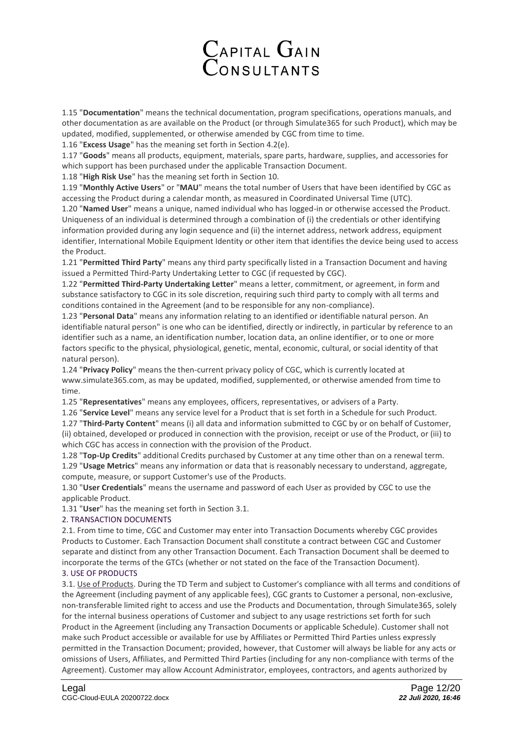1.15 "**Documentation**" means the technical documentation, program specifications, operations manuals, and other documentation as are available on the Product (or through Simulate365 for such Product), which may be updated, modified, supplemented, or otherwise amended by CGC from time to time.

1.16 "**Excess Usage**" has the meaning set forth in Section 4.2(e).

1.17 "**Goods**" means all products, equipment, materials, spare parts, hardware, supplies, and accessories for which support has been purchased under the applicable Transaction Document.

1.18 "**High Risk Use**" has the meaning set forth in Section 10.

1.19 "**Monthly Active Users**" or "**MAU**" means the total number of Users that have been identified by CGC as accessing the Product during a calendar month, as measured in Coordinated Universal Time (UTC).

1.20 "**Named User**" means a unique, named individual who has logged-in or otherwise accessed the Product. Uniqueness of an individual is determined through a combination of (i) the credentials or other identifying information provided during any login sequence and (ii) the internet address, network address, equipment identifier, International Mobile Equipment Identity or other item that identifies the device being used to access the Product.

1.21 "**Permitted Third Party**" means any third party specifically listed in a Transaction Document and having issued a Permitted Third-Party Undertaking Letter to CGC (if requested by CGC).

1.22 "**Permitted Third-Party Undertaking Letter**" means a letter, commitment, or agreement, in form and substance satisfactory to CGC in its sole discretion, requiring such third party to comply with all terms and conditions contained in the Agreement (and to be responsible for any non-compliance).

1.23 "**Personal Data**" means any information relating to an identified or identifiable natural person. An identifiable natural person" is one who can be identified, directly or indirectly, in particular by reference to an identifier such as a name, an identification number, location data, an online identifier, or to one or more factors specific to the physical, physiological, genetic, mental, economic, cultural, or social identity of that natural person).

1.24 "**Privacy Policy**" means the then-current privacy policy of CGC, which is currently located at www.simulate365.com, as may be updated, modified, supplemented, or otherwise amended from time to time.

1.25 "**Representatives**" means any employees, officers, representatives, or advisers of a Party.

1.26 "**Service Level**" means any service level for a Product that is set forth in a Schedule for such Product.

1.27 "**Third-Party Content**" means (i) all data and information submitted to CGC by or on behalf of Customer, (ii) obtained, developed or produced in connection with the provision, receipt or use of the Product, or (iii) to which CGC has access in connection with the provision of the Product.

1.28 "**Top-Up Credits**" additional Credits purchased by Customer at any time other than on a renewal term.

1.29 "**Usage Metrics**" means any information or data that is reasonably necessary to understand, aggregate, compute, measure, or support Customer's use of the Products.

1.30 "**User Credentials**" means the username and password of each User as provided by CGC to use the applicable Product.

1.31 "**User**" has the meaning set forth in Section 3.1.

## 2. TRANSACTION DOCUMENTS

2.1. From time to time, CGC and Customer may enter into Transaction Documents whereby CGC provides Products to Customer. Each Transaction Document shall constitute a contract between CGC and Customer separate and distinct from any other Transaction Document. Each Transaction Document shall be deemed to incorporate the terms of the GTCs (whether or not stated on the face of the Transaction Document).

## 3. USE OF PRODUCTS

3.1. Use of Products. During the TD Term and subject to Customer's compliance with all terms and conditions of the Agreement (including payment of any applicable fees), CGC grants to Customer a personal, non-exclusive, non-transferable limited right to access and use the Products and Documentation, through Simulate365, solely for the internal business operations of Customer and subject to any usage restrictions set forth for such Product in the Agreement (including any Transaction Documents or applicable Schedule). Customer shall not make such Product accessible or available for use by Affiliates or Permitted Third Parties unless expressly permitted in the Transaction Document; provided, however, that Customer will always be liable for any acts or omissions of Users, Affiliates, and Permitted Third Parties (including for any non-compliance with terms of the Agreement). Customer may allow Account Administrator, employees, contractors, and agents authorized by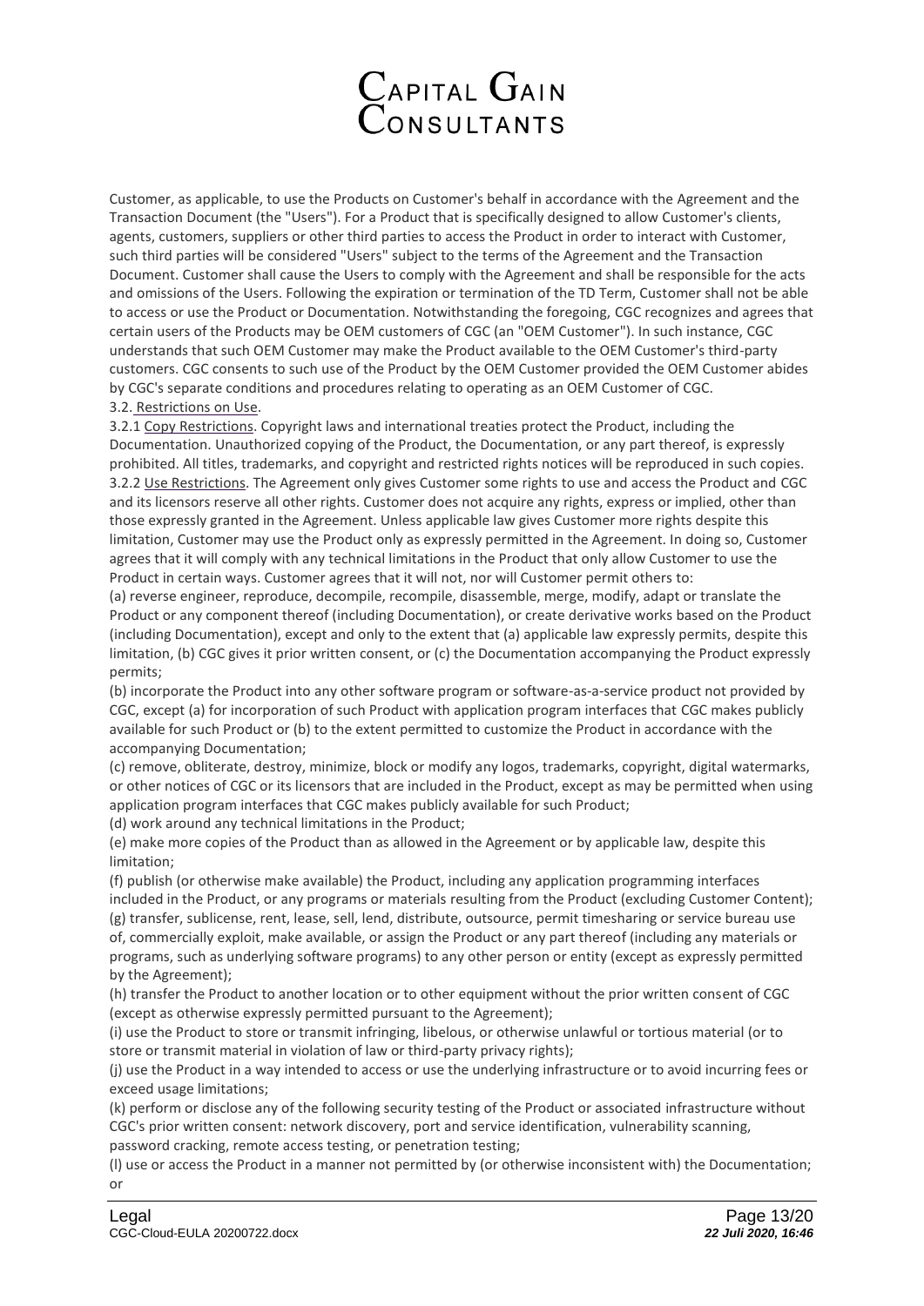Customer, as applicable, to use the Products on Customer's behalf in accordance with the Agreement and the Transaction Document (the "Users"). For a Product that is specifically designed to allow Customer's clients, agents, customers, suppliers or other third parties to access the Product in order to interact with Customer, such third parties will be considered "Users" subject to the terms of the Agreement and the Transaction Document. Customer shall cause the Users to comply with the Agreement and shall be responsible for the acts and omissions of the Users. Following the expiration or termination of the TD Term, Customer shall not be able to access or use the Product or Documentation. Notwithstanding the foregoing, CGC recognizes and agrees that certain users of the Products may be OEM customers of CGC (an "OEM Customer"). In such instance, CGC understands that such OEM Customer may make the Product available to the OEM Customer's third-party customers. CGC consents to such use of the Product by the OEM Customer provided the OEM Customer abides by CGC's separate conditions and procedures relating to operating as an OEM Customer of CGC.

3.2. Restrictions on Use.

3.2.1 Copy Restrictions. Copyright laws and international treaties protect the Product, including the Documentation. Unauthorized copying of the Product, the Documentation, or any part thereof, is expressly prohibited. All titles, trademarks, and copyright and restricted rights notices will be reproduced in such copies.

3.2.2 Use Restrictions. The Agreement only gives Customer some rights to use and access the Product and CGC and its licensors reserve all other rights. Customer does not acquire any rights, express or implied, other than those expressly granted in the Agreement. Unless applicable law gives Customer more rights despite this limitation, Customer may use the Product only as expressly permitted in the Agreement. In doing so, Customer agrees that it will comply with any technical limitations in the Product that only allow Customer to use the Product in certain ways. Customer agrees that it will not, nor will Customer permit others to:

(a) reverse engineer, reproduce, decompile, recompile, disassemble, merge, modify, adapt or translate the Product or any component thereof (including Documentation), or create derivative works based on the Product (including Documentation), except and only to the extent that (a) applicable law expressly permits, despite this limitation, (b) CGC gives it prior written consent, or (c) the Documentation accompanying the Product expressly permits;

(b) incorporate the Product into any other software program or software-as-a-service product not provided by CGC, except (a) for incorporation of such Product with application program interfaces that CGC makes publicly available for such Product or (b) to the extent permitted to customize the Product in accordance with the accompanying Documentation;

(c) remove, obliterate, destroy, minimize, block or modify any logos, trademarks, copyright, digital watermarks, or other notices of CGC or its licensors that are included in the Product, except as may be permitted when using application program interfaces that CGC makes publicly available for such Product;

(d) work around any technical limitations in the Product;

(e) make more copies of the Product than as allowed in the Agreement or by applicable law, despite this limitation;

(f) publish (or otherwise make available) the Product, including any application programming interfaces included in the Product, or any programs or materials resulting from the Product (excluding Customer Content);

(g) transfer, sublicense, rent, lease, sell, lend, distribute, outsource, permit timesharing or service bureau use of, commercially exploit, make available, or assign the Product or any part thereof (including any materials or programs, such as underlying software programs) to any other person or entity (except as expressly permitted by the Agreement);

(h) transfer the Product to another location or to other equipment without the prior written consent of CGC (except as otherwise expressly permitted pursuant to the Agreement);

(i) use the Product to store or transmit infringing, libelous, or otherwise unlawful or tortious material (or to store or transmit material in violation of law or third-party privacy rights);

(j) use the Product in a way intended to access or use the underlying infrastructure or to avoid incurring fees or exceed usage limitations;

(k) perform or disclose any of the following security testing of the Product or associated infrastructure without CGC's prior written consent: network discovery, port and service identification, vulnerability scanning, password cracking, remote access testing, or penetration testing;

(l) use or access the Product in a manner not permitted by (or otherwise inconsistent with) the Documentation; or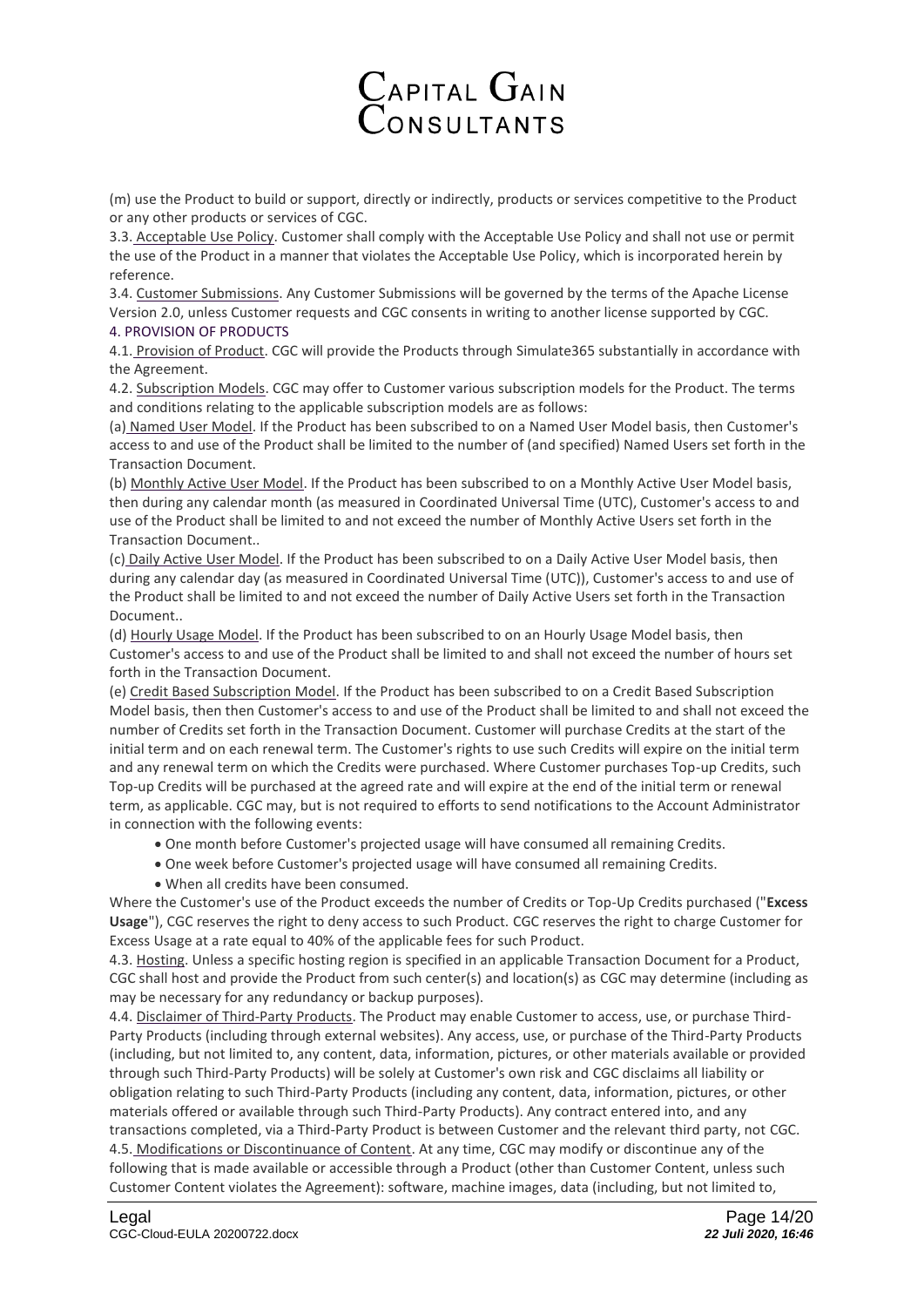(m) use the Product to build or support, directly or indirectly, products or services competitive to the Product or any other products or services of CGC.

3.3. Acceptable Use Policy. Customer shall comply with the Acceptable Use Policy and shall not use or permit the use of the Product in a manner that violates the Acceptable Use Policy, which is incorporated herein by reference.

3.4. Customer Submissions. Any Customer Submissions will be governed by the terms of the Apache License Version 2.0, unless Customer requests and CGC consents in writing to another license supported by CGC.

4. PROVISION OF PRODUCTS

4.1. Provision of Product. CGC will provide the Products through Simulate365 substantially in accordance with the Agreement.

4.2. Subscription Models. CGC may offer to Customer various subscription models for the Product. The terms and conditions relating to the applicable subscription models are as follows:

(a) Named User Model. If the Product has been subscribed to on a Named User Model basis, then Customer's access to and use of the Product shall be limited to the number of (and specified) Named Users set forth in the Transaction Document.

(b) Monthly Active User Model. If the Product has been subscribed to on a Monthly Active User Model basis, then during any calendar month (as measured in Coordinated Universal Time (UTC), Customer's access to and use of the Product shall be limited to and not exceed the number of Monthly Active Users set forth in the Transaction Document..

(c) Daily Active User Model. If the Product has been subscribed to on a Daily Active User Model basis, then during any calendar day (as measured in Coordinated Universal Time (UTC)), Customer's access to and use of the Product shall be limited to and not exceed the number of Daily Active Users set forth in the Transaction Document..

(d) Hourly Usage Model. If the Product has been subscribed to on an Hourly Usage Model basis, then Customer's access to and use of the Product shall be limited to and shall not exceed the number of hours set forth in the Transaction Document.

(e) Credit Based Subscription Model. If the Product has been subscribed to on a Credit Based Subscription Model basis, then then Customer's access to and use of the Product shall be limited to and shall not exceed the number of Credits set forth in the Transaction Document. Customer will purchase Credits at the start of the initial term and on each renewal term. The Customer's rights to use such Credits will expire on the initial term and any renewal term on which the Credits were purchased. Where Customer purchases Top-up Credits, such Top-up Credits will be purchased at the agreed rate and will expire at the end of the initial term or renewal term, as applicable. CGC may, but is not required to efforts to send notifications to the Account Administrator in connection with the following events:

- One month before Customer's projected usage will have consumed all remaining Credits.
- One week before Customer's projected usage will have consumed all remaining Credits.
- When all credits have been consumed.

Where the Customer's use of the Product exceeds the number of Credits or Top-Up Credits purchased ("**Excess Usage**"), CGC reserves the right to deny access to such Product. CGC reserves the right to charge Customer for Excess Usage at a rate equal to 40% of the applicable fees for such Product.

4.3. Hosting. Unless a specific hosting region is specified in an applicable Transaction Document for a Product, CGC shall host and provide the Product from such center(s) and location(s) as CGC may determine (including as may be necessary for any redundancy or backup purposes).

4.4. Disclaimer of Third-Party Products. The Product may enable Customer to access, use, or purchase Third-Party Products (including through external websites). Any access, use, or purchase of the Third-Party Products (including, but not limited to, any content, data, information, pictures, or other materials available or provided through such Third-Party Products) will be solely at Customer's own risk and CGC disclaims all liability or obligation relating to such Third-Party Products (including any content, data, information, pictures, or other materials offered or available through such Third-Party Products). Any contract entered into, and any transactions completed, via a Third-Party Product is between Customer and the relevant third party, not CGC.

4.5. Modifications or Discontinuance of Content. At any time, CGC may modify or discontinue any of the following that is made available or accessible through a Product (other than Customer Content, unless such Customer Content violates the Agreement): software, machine images, data (including, but not limited to,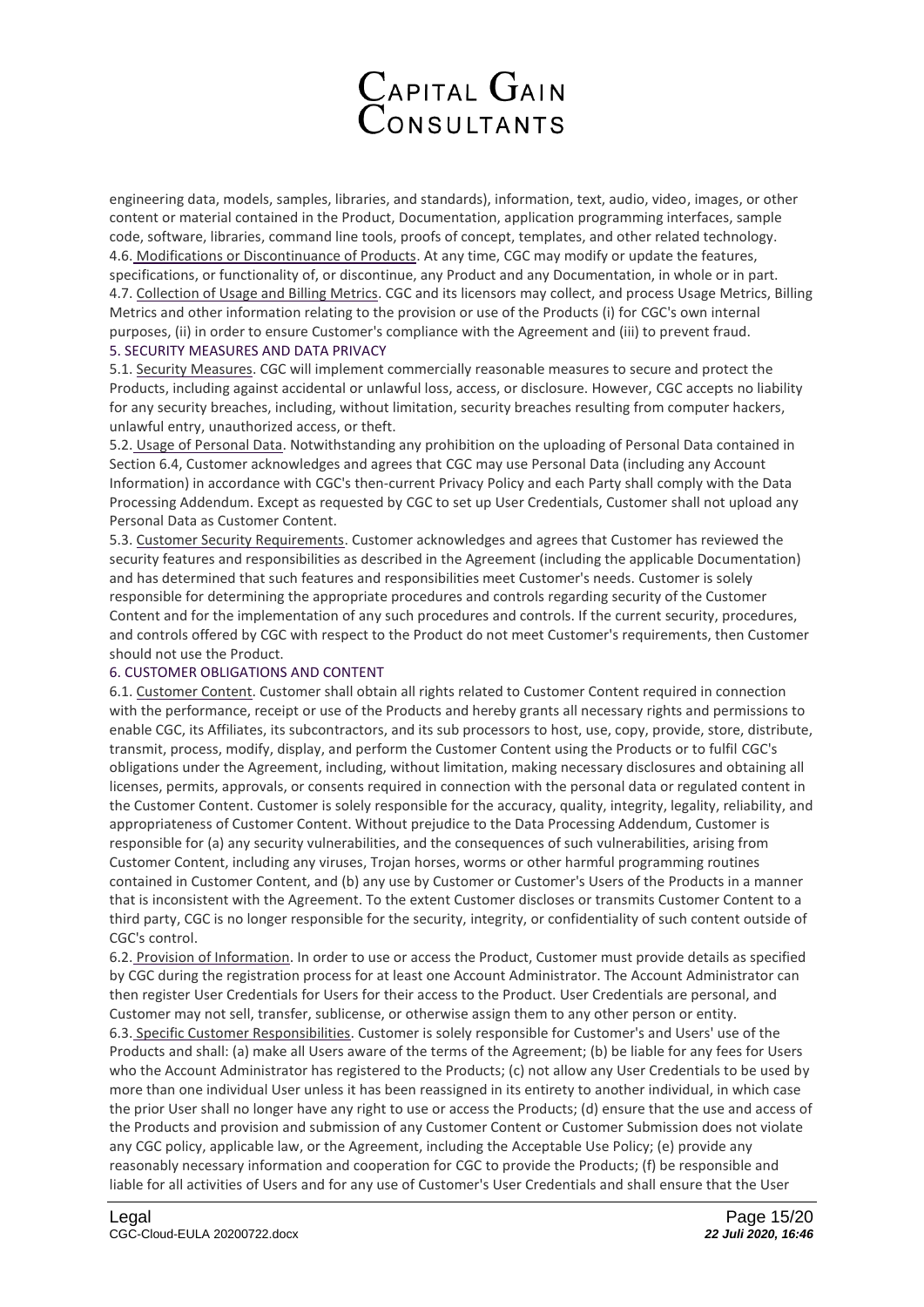engineering data, models, samples, libraries, and standards), information, text, audio, video, images, or other content or material contained in the Product, Documentation, application programming interfaces, sample code, software, libraries, command line tools, proofs of concept, templates, and other related technology.

4.6. Modifications or Discontinuance of Products. At any time, CGC may modify or update the features, specifications, or functionality of, or discontinue, any Product and any Documentation, in whole or in part.

4.7. Collection of Usage and Billing Metrics. CGC and its licensors may collect, and process Usage Metrics, Billing Metrics and other information relating to the provision or use of the Products (i) for CGC's own internal purposes, (ii) in order to ensure Customer's compliance with the Agreement and (iii) to prevent fraud.

## 5. SECURITY MEASURES AND DATA PRIVACY

5.1. Security Measures. CGC will implement commercially reasonable measures to secure and protect the Products, including against accidental or unlawful loss, access, or disclosure. However, CGC accepts no liability for any security breaches, including, without limitation, security breaches resulting from computer hackers, unlawful entry, unauthorized access, or theft.

5.2. Usage of Personal Data. Notwithstanding any prohibition on the uploading of Personal Data contained in Section 6.4, Customer acknowledges and agrees that CGC may use Personal Data (including any Account Information) in accordance with CGC's then-current Privacy Policy and each Party shall comply with the Data Processing Addendum. Except as requested by CGC to set up User Credentials, Customer shall not upload any Personal Data as Customer Content.

5.3. Customer Security Requirements. Customer acknowledges and agrees that Customer has reviewed the security features and responsibilities as described in the Agreement (including the applicable Documentation) and has determined that such features and responsibilities meet Customer's needs. Customer is solely responsible for determining the appropriate procedures and controls regarding security of the Customer Content and for the implementation of any such procedures and controls. If the current security, procedures, and controls offered by CGC with respect to the Product do not meet Customer's requirements, then Customer should not use the Product.

## 6. CUSTOMER OBLIGATIONS AND CONTENT

6.1. Customer Content. Customer shall obtain all rights related to Customer Content required in connection with the performance, receipt or use of the Products and hereby grants all necessary rights and permissions to enable CGC, its Affiliates, its subcontractors, and its sub processors to host, use, copy, provide, store, distribute, transmit, process, modify, display, and perform the Customer Content using the Products or to fulfil CGC's obligations under the Agreement, including, without limitation, making necessary disclosures and obtaining all licenses, permits, approvals, or consents required in connection with the personal data or regulated content in the Customer Content. Customer is solely responsible for the accuracy, quality, integrity, legality, reliability, and appropriateness of Customer Content. Without prejudice to the Data Processing Addendum, Customer is responsible for (a) any security vulnerabilities, and the consequences of such vulnerabilities, arising from Customer Content, including any viruses, Trojan horses, worms or other harmful programming routines contained in Customer Content, and (b) any use by Customer or Customer's Users of the Products in a manner that is inconsistent with the Agreement. To the extent Customer discloses or transmits Customer Content to a third party, CGC is no longer responsible for the security, integrity, or confidentiality of such content outside of CGC's control.

6.2. Provision of Information. In order to use or access the Product, Customer must provide details as specified by CGC during the registration process for at least one Account Administrator. The Account Administrator can then register User Credentials for Users for their access to the Product. User Credentials are personal, and Customer may not sell, transfer, sublicense, or otherwise assign them to any other person or entity.

6.3. Specific Customer Responsibilities. Customer is solely responsible for Customer's and Users' use of the Products and shall: (a) make all Users aware of the terms of the Agreement; (b) be liable for any fees for Users who the Account Administrator has registered to the Products; (c) not allow any User Credentials to be used by more than one individual User unless it has been reassigned in its entirety to another individual, in which case the prior User shall no longer have any right to use or access the Products; (d) ensure that the use and access of the Products and provision and submission of any Customer Content or Customer Submission does not violate any CGC policy, applicable law, or the Agreement, including the Acceptable Use Policy; (e) provide any reasonably necessary information and cooperation for CGC to provide the Products; (f) be responsible and liable for all activities of Users and for any use of Customer's User Credentials and shall ensure that the User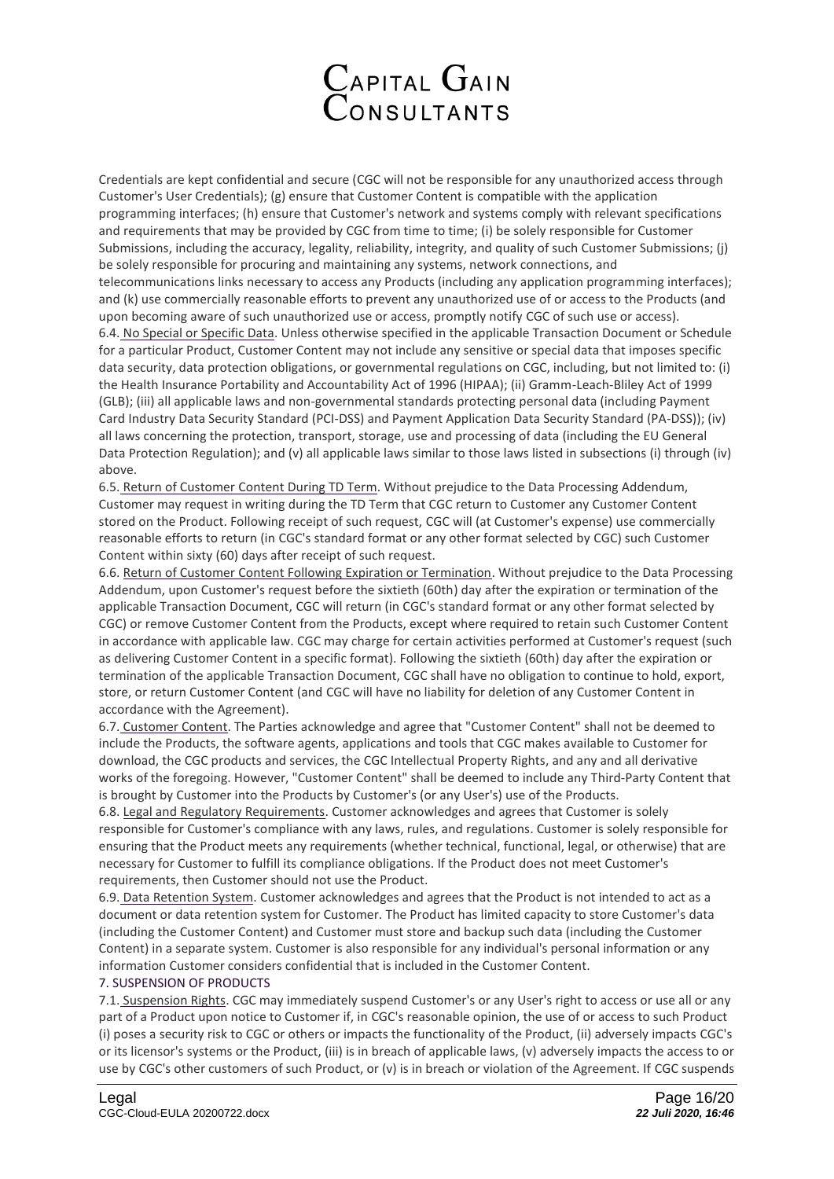Credentials are kept confidential and secure (CGC will not be responsible for any unauthorized access through Customer's User Credentials); (g) ensure that Customer Content is compatible with the application programming interfaces; (h) ensure that Customer's network and systems comply with relevant specifications and requirements that may be provided by CGC from time to time; (i) be solely responsible for Customer Submissions, including the accuracy, legality, reliability, integrity, and quality of such Customer Submissions; (j) be solely responsible for procuring and maintaining any systems, network connections, and telecommunications links necessary to access any Products (including any application programming interfaces); and (k) use commercially reasonable efforts to prevent any unauthorized use of or access to the Products (and upon becoming aware of such unauthorized use or access, promptly notify CGC of such use or access).

6.4. No Special or Specific Data. Unless otherwise specified in the applicable Transaction Document or Schedule for a particular Product, Customer Content may not include any sensitive or special data that imposes specific data security, data protection obligations, or governmental regulations on CGC, including, but not limited to: (i) the Health Insurance Portability and Accountability Act of 1996 (HIPAA); (ii) Gramm-Leach-Bliley Act of 1999 (GLB); (iii) all applicable laws and non-governmental standards protecting personal data (including Payment Card Industry Data Security Standard (PCI-DSS) and Payment Application Data Security Standard (PA-DSS)); (iv) all laws concerning the protection, transport, storage, use and processing of data (including the EU General Data Protection Regulation); and (v) all applicable laws similar to those laws listed in subsections (i) through (iv) above.

6.5. Return of Customer Content During TD Term. Without prejudice to the Data Processing Addendum, Customer may request in writing during the TD Term that CGC return to Customer any Customer Content stored on the Product. Following receipt of such request, CGC will (at Customer's expense) use commercially reasonable efforts to return (in CGC's standard format or any other format selected by CGC) such Customer Content within sixty (60) days after receipt of such request.

6.6. Return of Customer Content Following Expiration or Termination. Without prejudice to the Data Processing Addendum, upon Customer's request before the sixtieth (60th) day after the expiration or termination of the applicable Transaction Document, CGC will return (in CGC's standard format or any other format selected by CGC) or remove Customer Content from the Products, except where required to retain such Customer Content in accordance with applicable law. CGC may charge for certain activities performed at Customer's request (such as delivering Customer Content in a specific format). Following the sixtieth (60th) day after the expiration or termination of the applicable Transaction Document, CGC shall have no obligation to continue to hold, export, store, or return Customer Content (and CGC will have no liability for deletion of any Customer Content in accordance with the Agreement).

6.7. Customer Content. The Parties acknowledge and agree that "Customer Content" shall not be deemed to include the Products, the software agents, applications and tools that CGC makes available to Customer for download, the CGC products and services, the CGC Intellectual Property Rights, and any and all derivative works of the foregoing. However, "Customer Content" shall be deemed to include any Third-Party Content that is brought by Customer into the Products by Customer's (or any User's) use of the Products.

6.8. Legal and Regulatory Requirements. Customer acknowledges and agrees that Customer is solely responsible for Customer's compliance with any laws, rules, and regulations. Customer is solely responsible for ensuring that the Product meets any requirements (whether technical, functional, legal, or otherwise) that are necessary for Customer to fulfill its compliance obligations. If the Product does not meet Customer's requirements, then Customer should not use the Product.

6.9. Data Retention System. Customer acknowledges and agrees that the Product is not intended to act as a document or data retention system for Customer. The Product has limited capacity to store Customer's data (including the Customer Content) and Customer must store and backup such data (including the Customer Content) in a separate system. Customer is also responsible for any individual's personal information or any information Customer considers confidential that is included in the Customer Content.

## 7. SUSPENSION OF PRODUCTS

7.1. Suspension Rights. CGC may immediately suspend Customer's or any User's right to access or use all or any part of a Product upon notice to Customer if, in CGC's reasonable opinion, the use of or access to such Product (i) poses a security risk to CGC or others or impacts the functionality of the Product, (ii) adversely impacts CGC's or its licensor's systems or the Product, (iii) is in breach of applicable laws, (v) adversely impacts the access to or use by CGC's other customers of such Product, or (v) is in breach or violation of the Agreement. If CGC suspends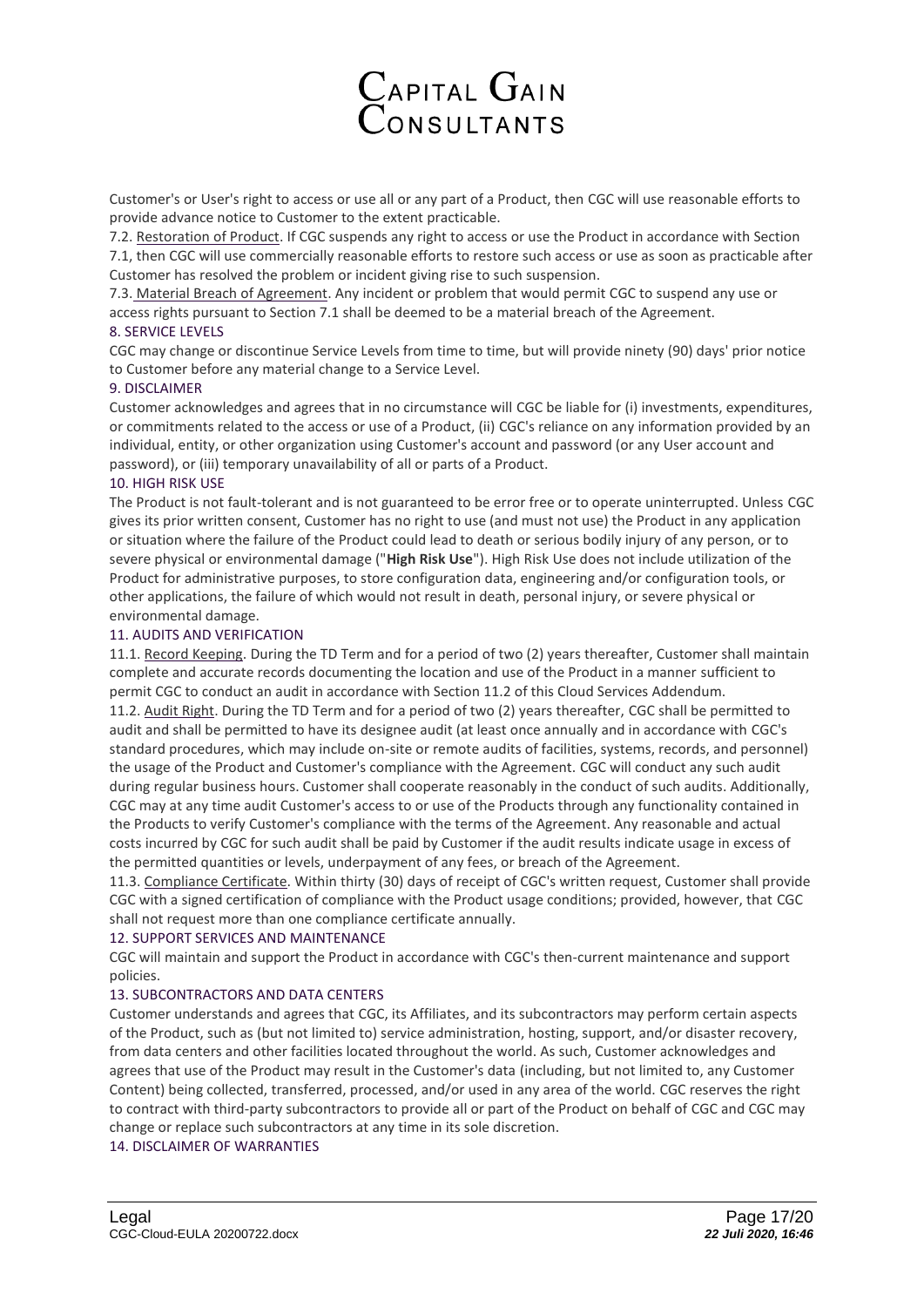Customer's or User's right to access or use all or any part of a Product, then CGC will use reasonable efforts to provide advance notice to Customer to the extent practicable.

7.2. Restoration of Product. If CGC suspends any right to access or use the Product in accordance with Section 7.1, then CGC will use commercially reasonable efforts to restore such access or use as soon as practicable after Customer has resolved the problem or incident giving rise to such suspension.

7.3. Material Breach of Agreement. Any incident or problem that would permit CGC to suspend any use or access rights pursuant to Section 7.1 shall be deemed to be a material breach of the Agreement.

## 8. SERVICE LEVELS

CGC may change or discontinue Service Levels from time to time, but will provide ninety (90) days' prior notice to Customer before any material change to a Service Level.

## 9. DISCLAIMER

Customer acknowledges and agrees that in no circumstance will CGC be liable for (i) investments, expenditures, or commitments related to the access or use of a Product, (ii) CGC's reliance on any information provided by an individual, entity, or other organization using Customer's account and password (or any User account and password), or (iii) temporary unavailability of all or parts of a Product.

## 10. HIGH RISK USE

The Product is not fault-tolerant and is not guaranteed to be error free or to operate uninterrupted. Unless CGC gives its prior written consent, Customer has no right to use (and must not use) the Product in any application or situation where the failure of the Product could lead to death or serious bodily injury of any person, or to severe physical or environmental damage ("**High Risk Use**"). High Risk Use does not include utilization of the Product for administrative purposes, to store configuration data, engineering and/or configuration tools, or other applications, the failure of which would not result in death, personal injury, or severe physical or environmental damage.

## 11. AUDITS AND VERIFICATION

11.1. Record Keeping. During the TD Term and for a period of two (2) years thereafter, Customer shall maintain complete and accurate records documenting the location and use of the Product in a manner sufficient to permit CGC to conduct an audit in accordance with Section 11.2 of this Cloud Services Addendum.

11.2. Audit Right. During the TD Term and for a period of two (2) years thereafter, CGC shall be permitted to audit and shall be permitted to have its designee audit (at least once annually and in accordance with CGC's standard procedures, which may include on-site or remote audits of facilities, systems, records, and personnel) the usage of the Product and Customer's compliance with the Agreement. CGC will conduct any such audit during regular business hours. Customer shall cooperate reasonably in the conduct of such audits. Additionally, CGC may at any time audit Customer's access to or use of the Products through any functionality contained in the Products to verify Customer's compliance with the terms of the Agreement. Any reasonable and actual costs incurred by CGC for such audit shall be paid by Customer if the audit results indicate usage in excess of the permitted quantities or levels, underpayment of any fees, or breach of the Agreement.

11.3. Compliance Certificate. Within thirty (30) days of receipt of CGC's written request, Customer shall provide CGC with a signed certification of compliance with the Product usage conditions; provided, however, that CGC shall not request more than one compliance certificate annually.

## 12. SUPPORT SERVICES AND MAINTENANCE

CGC will maintain and support the Product in accordance with CGC's then-current maintenance and support policies.

## 13. SUBCONTRACTORS AND DATA CENTERS

Customer understands and agrees that CGC, its Affiliates, and its subcontractors may perform certain aspects of the Product, such as (but not limited to) service administration, hosting, support, and/or disaster recovery, from data centers and other facilities located throughout the world. As such, Customer acknowledges and agrees that use of the Product may result in the Customer's data (including, but not limited to, any Customer Content) being collected, transferred, processed, and/or used in any area of the world. CGC reserves the right to contract with third-party subcontractors to provide all or part of the Product on behalf of CGC and CGC may change or replace such subcontractors at any time in its sole discretion.

## 14. DISCLAIMER OF WARRANTIES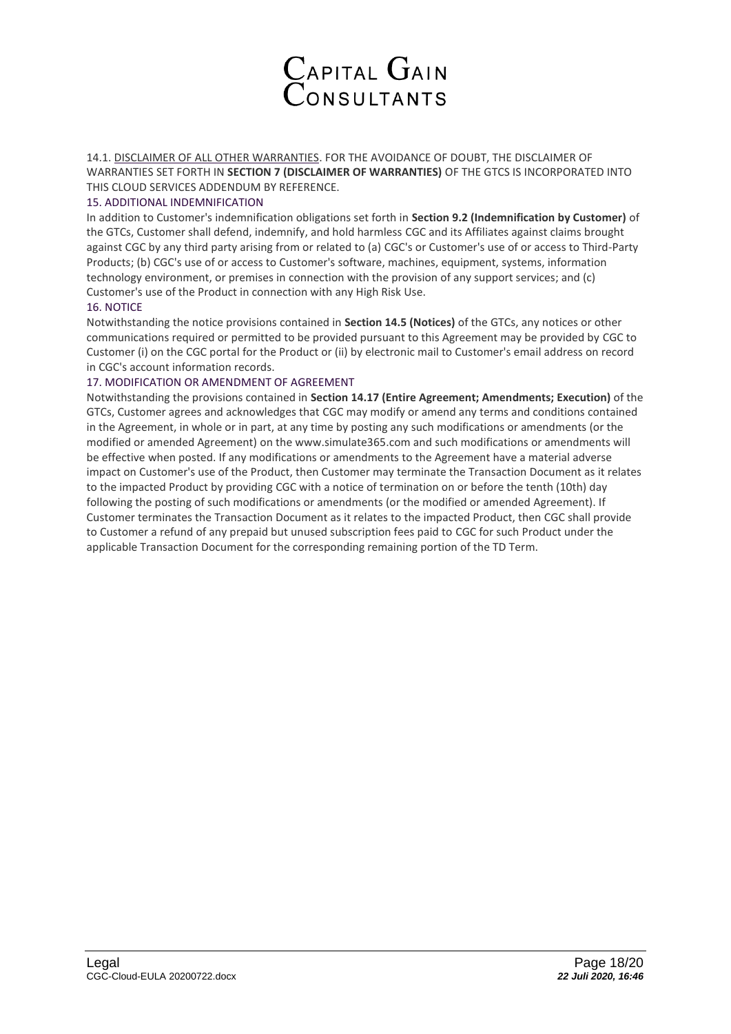14.1. DISCLAIMER OF ALL OTHER WARRANTIES. FOR THE AVOIDANCE OF DOUBT, THE DISCLAIMER OF WARRANTIES SET FORTH IN **SECTION 7 (DISCLAIMER OF WARRANTIES)** OF THE GTCS IS INCORPORATED INTO THIS CLOUD SERVICES ADDENDUM BY REFERENCE.

### 15. ADDITIONAL INDEMNIFICATION

In addition to Customer's indemnification obligations set forth in **Section 9.2 (Indemnification by Customer)** of the GTCs, Customer shall defend, indemnify, and hold harmless CGC and its Affiliates against claims brought against CGC by any third party arising from or related to (a) CGC's or Customer's use of or access to Third-Party Products; (b) CGC's use of or access to Customer's software, machines, equipment, systems, information technology environment, or premises in connection with the provision of any support services; and (c) Customer's use of the Product in connection with any High Risk Use.

### 16. NOTICE

Notwithstanding the notice provisions contained in **Section 14.5 (Notices)** of the GTCs, any notices or other communications required or permitted to be provided pursuant to this Agreement may be provided by CGC to Customer (i) on the CGC portal for the Product or (ii) by electronic mail to Customer's email address on record in CGC's account information records.

### 17. MODIFICATION OR AMENDMENT OF AGREEMENT

Notwithstanding the provisions contained in **Section 14.17 (Entire Agreement; Amendments; Execution)** of the GTCs, Customer agrees and acknowledges that CGC may modify or amend any terms and conditions contained in the Agreement, in whole or in part, at any time by posting any such modifications or amendments (or the modified or amended Agreement) on the www.simulate365.com and such modifications or amendments will be effective when posted. If any modifications or amendments to the Agreement have a material adverse impact on Customer's use of the Product, then Customer may terminate the Transaction Document as it relates to the impacted Product by providing CGC with a notice of termination on or before the tenth (10th) day following the posting of such modifications or amendments (or the modified or amended Agreement). If Customer terminates the Transaction Document as it relates to the impacted Product, then CGC shall provide to Customer a refund of any prepaid but unused subscription fees paid to CGC for such Product under the applicable Transaction Document for the corresponding remaining portion of the TD Term.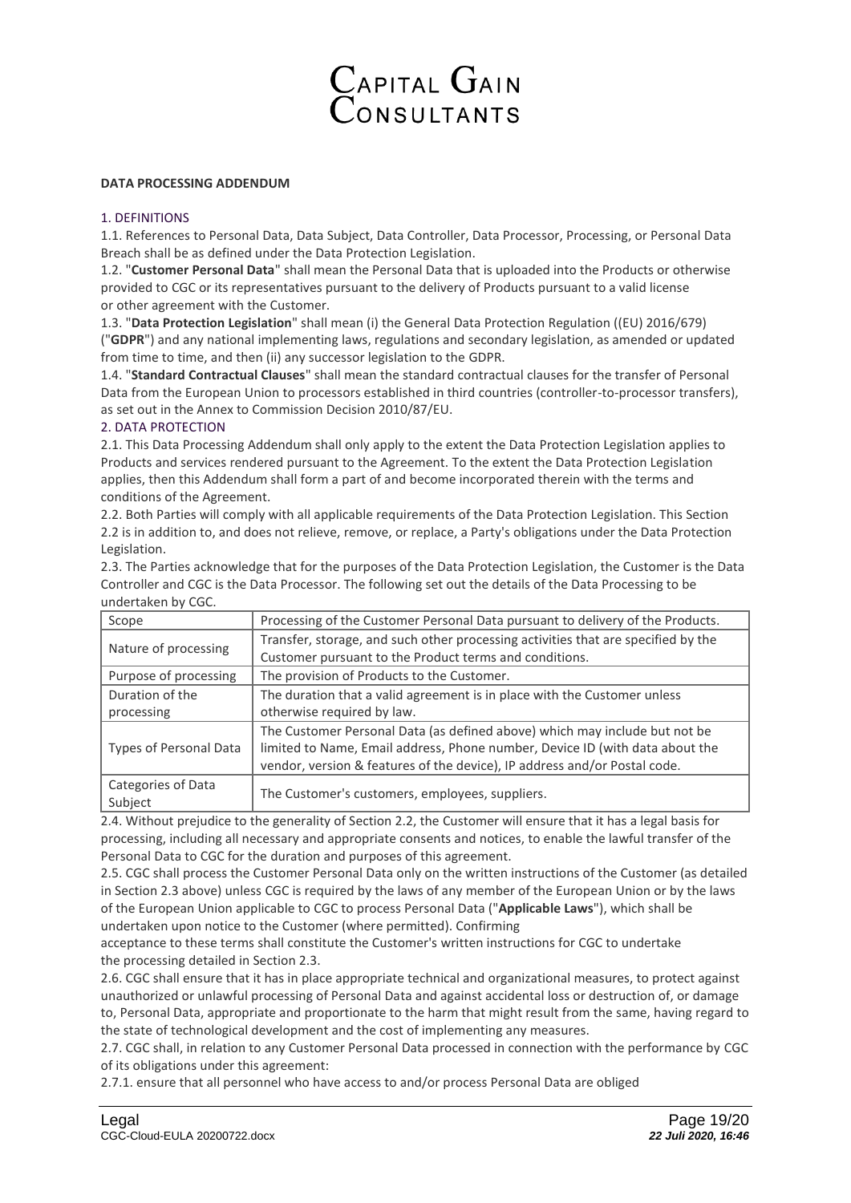# CAPITAL GAIN CONSULTANTS

**DATA PROCESSING ADDENDUM**

## 1. DEFINITIONS

1.1. References to Personal Data, Data Subject, Data Controller, Data Processor, Processing, or Personal Data Breach shall be as defined under the Data Protection Legislation.

1.2. "**Customer Personal Data**" shall mean the Personal Data that is uploaded into the Products or otherwise provided to CGC or its representatives pursuant to the delivery of Products pursuant to a valid license or other agreement with the Customer.

1.3. "**Data Protection Legislation**" shall mean (i) the General Data Protection Regulation ((EU) 2016/679) ("**GDPR**") and any national implementing laws, regulations and secondary legislation, as amended or updated from time to time, and then (ii) any successor legislation to the GDPR.

1.4. "**Standard Contractual Clauses**" shall mean the standard contractual clauses for the transfer of Personal Data from the European Union to processors established in third countries (controller-to-processor transfers), as set out in the Annex to Commission Decision 2010/87/EU.

## 2. DATA PROTECTION

2.1. This Data Processing Addendum shall only apply to the extent the Data Protection Legislation applies to Products and services rendered pursuant to the Agreement. To the extent the Data Protection Legislation applies, then this Addendum shall form a part of and become incorporated therein with the terms and conditions of the Agreement.

2.2. Both Parties will comply with all applicable requirements of the Data Protection Legislation. This Section 2.2 is in addition to, and does not relieve, remove, or replace, a Party's obligations under the Data Protection Legislation.

2.3. The Parties acknowledge that for the purposes of the Data Protection Legislation, the Customer is the Data Controller and CGC is the Data Processor. The following set out the details of the Data Processing to be undertaken by CGC.

| | |
|---|---|
| Scope | Processing of the Customer Personal Data pursuant to delivery of the Products. |
| Nature of processing | Transfer, storage, and such other processing activities that are specified by the Customer pursuant to the Product terms and conditions. |
| Purpose of processing | The provision of Products to the Customer. |
| Duration of the processing | The duration that a valid agreement is in place with the Customer unless otherwise required by law. |
| Types of Personal Data | The Customer Personal Data (as defined above) which may include but not be limited to Name, Email address, Phone number, Device ID (with data about the vendor, version & features of the device), IP address and/or Postal code. |
| Categories of Data Subject | The Customer's customers, employees, suppliers. |

2.4. Without prejudice to the generality of Section 2.2, the Customer will ensure that it has a legal basis for processing, including all necessary and appropriate consents and notices, to enable the lawful transfer of the Personal Data to CGC for the duration and purposes of this agreement.

2.5. CGC shall process the Customer Personal Data only on the written instructions of the Customer (as detailed in Section 2.3 above) unless CGC is required by the laws of any member of the European Union or by the laws of the European Union applicable to CGC to process Personal Data ("**Applicable Laws**"), which shall be undertaken upon notice to the Customer (where permitted). Confirming acceptance to these terms shall constitute the Customer's written instructions for CGC to undertake the processing detailed in Section 2.3.

2.6. CGC shall ensure that it has in place appropriate technical and organizational measures, to protect against unauthorized or unlawful processing of Personal Data and against accidental loss or destruction of, or damage to, Personal Data, appropriate and proportionate to the harm that might result from the same, having regard to the state of technological development and the cost of implementing any measures.

2.7. CGC shall, in relation to any Customer Personal Data processed in connection with the performance by CGC of its obligations under this agreement:

2.7.1. ensure that all personnel who have access to and/or process Personal Data are obliged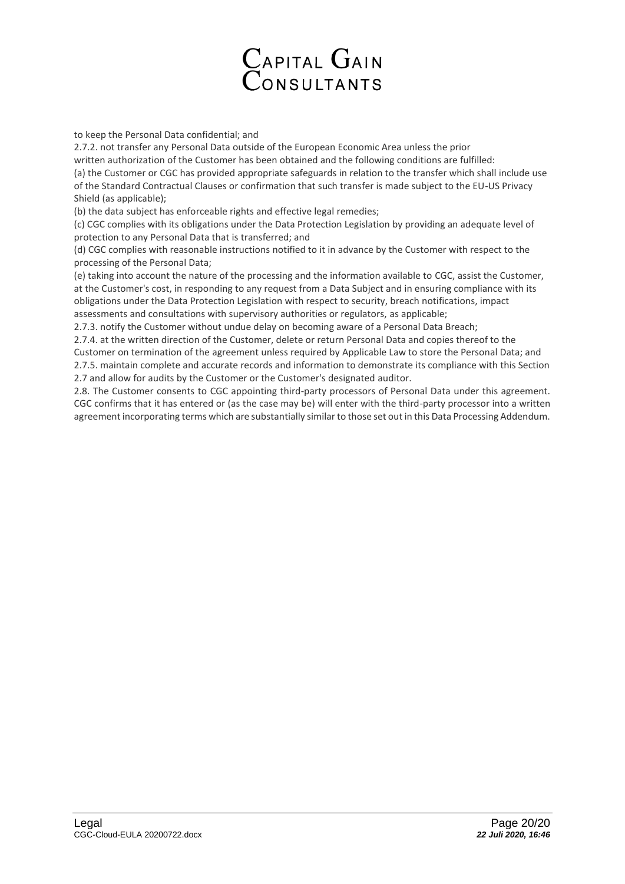to keep the Personal Data confidential; and

2.7.2. not transfer any Personal Data outside of the European Economic Area unless the prior written authorization of the Customer has been obtained and the following conditions are fulfilled:

(a) the Customer or CGC has provided appropriate safeguards in relation to the transfer which shall include use of the Standard Contractual Clauses or confirmation that such transfer is made subject to the EU-US Privacy Shield (as applicable);

(b) the data subject has enforceable rights and effective legal remedies;

(c) CGC complies with its obligations under the Data Protection Legislation by providing an adequate level of protection to any Personal Data that is transferred; and

(d) CGC complies with reasonable instructions notified to it in advance by the Customer with respect to the processing of the Personal Data;

(e) taking into account the nature of the processing and the information available to CGC, assist the Customer, at the Customer's cost, in responding to any request from a Data Subject and in ensuring compliance with its obligations under the Data Protection Legislation with respect to security, breach notifications, impact assessments and consultations with supervisory authorities or regulators, as applicable;

2.7.3. notify the Customer without undue delay on becoming aware of a Personal Data Breach;

2.7.4. at the written direction of the Customer, delete or return Personal Data and copies thereof to the Customer on termination of the agreement unless required by Applicable Law to store the Personal Data; and

2.7.5. maintain complete and accurate records and information to demonstrate its compliance with this Section 2.7 and allow for audits by the Customer or the Customer's designated auditor.

2.8. The Customer consents to CGC appointing third-party processors of Personal Data under this agreement. CGC confirms that it has entered or (as the case may be) will enter with the third-party processor into a written agreement incorporating terms which are substantially similar to those set out in this Data Processing Addendum.